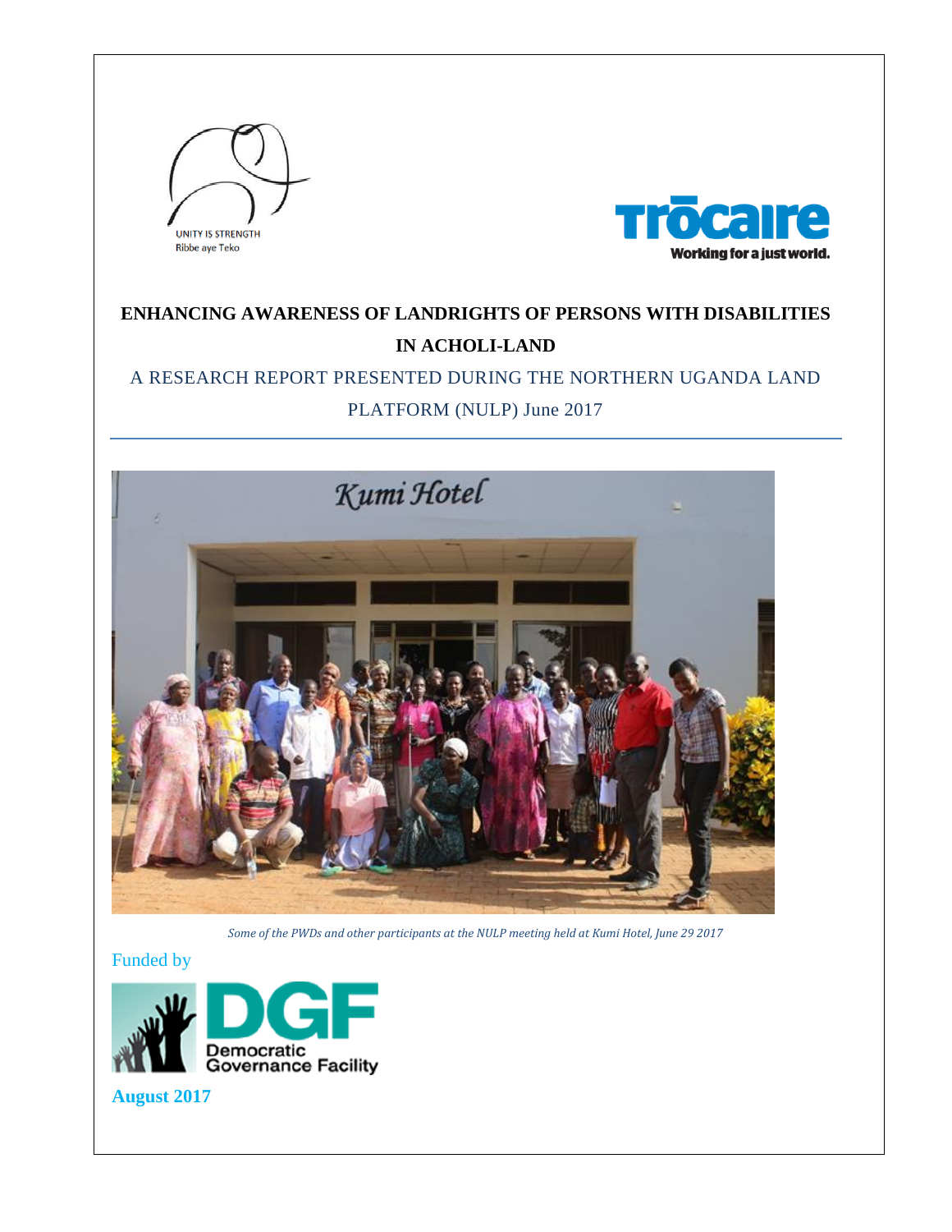UNITY IS STRENGTH
Ribbe aye Teko

Trócaire
Working for a just world.

# ENHANCING AWARENESS OF LANDRIGHTS OF PERSONS WITH DISABILITIES IN ACHOLI-LAND

## A RESEARCH REPORT PRESENTED DURING THE NORTHERN UGANDA LAND PLATFORM (NULP) June 2017

*Some of the PWDs and other participants at the NULP meeting held at Kumi Hotel, June 29 2017*

Funded by

DGF
Democratic Governance Facility

**August 2017**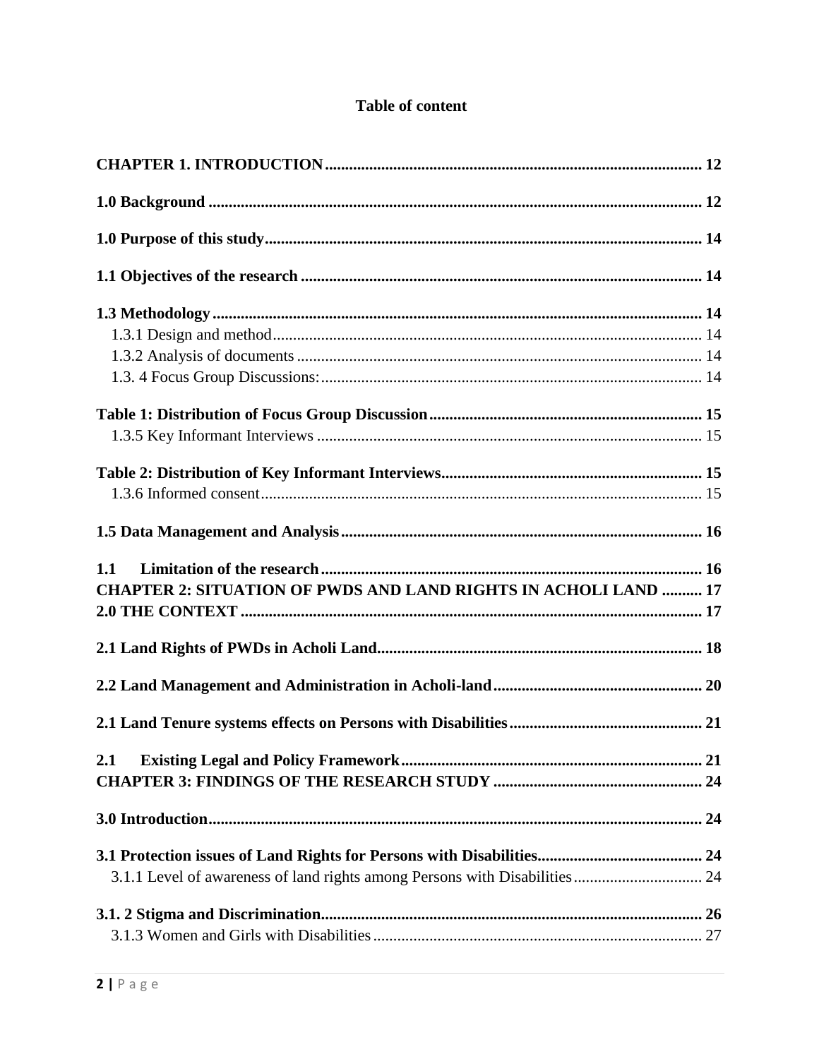# Table of content

**CHAPTER 1. INTRODUCTION** ..... 12

**1.0 Background** ..... 12

**1.0 Purpose of this study** ..... 14

**1.1 Objectives of the research** ..... 14

**1.3 Methodology** ..... 14

1.3.1 Design and method ..... 14

1.3.2 Analysis of documents ..... 14

1.3. 4 Focus Group Discussions: ..... 14

**Table 1: Distribution of Focus Group Discussion** ..... 15

1.3.5 Key Informant Interviews ..... 15

**Table 2: Distribution of Key Informant Interviews** ..... 15

1.3.6 Informed consent ..... 15

**1.5 Data Management and Analysis** ..... 16

**1.1 Limitation of the research** ..... 16

**CHAPTER 2: SITUATION OF PWDS AND LAND RIGHTS IN ACHOLI LAND** ..... 17

**2.0 THE CONTEXT** ..... 17

**2.1 Land Rights of PWDs in Acholi Land** ..... 18

**2.2 Land Management and Administration in Acholi-land** ..... 20

**2.1 Land Tenure systems effects on Persons with Disabilities** ..... 21

**2.1 Existing Legal and Policy Framework** ..... 21

**CHAPTER 3: FINDINGS OF THE RESEARCH STUDY** ..... 24

**3.0 Introduction** ..... 24

**3.1 Protection issues of Land Rights for Persons with Disabilities** ..... 24

3.1.1 Level of awareness of land rights among Persons with Disabilities ..... 24

**3.1. 2 Stigma and Discrimination** ..... 26

3.1.3 Women and Girls with Disabilities ..... 27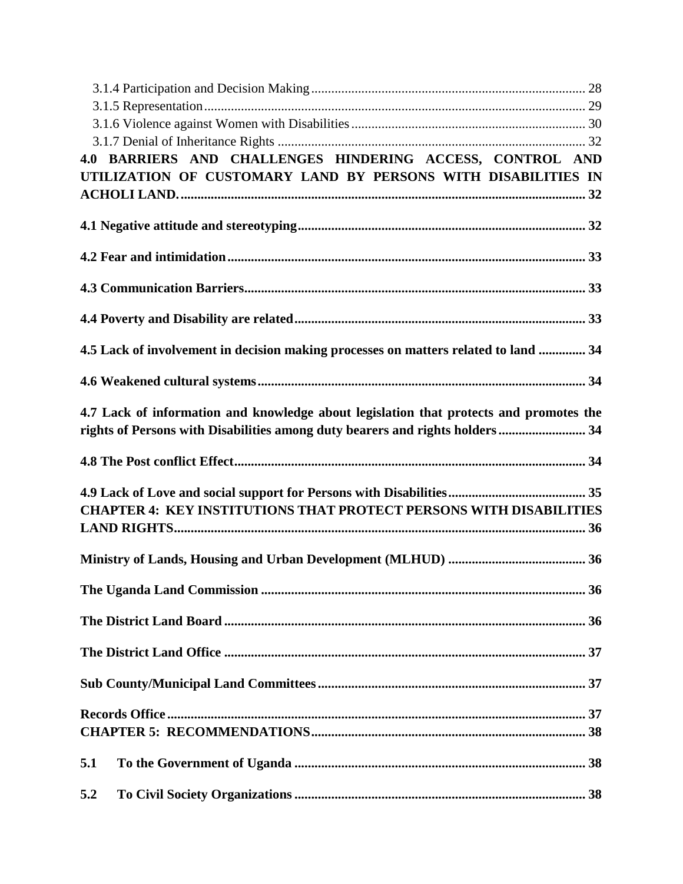3.1.4 Participation and Decision Making ........ 28
3.1.5 Representation ........ 29
3.1.6 Violence against Women with Disabilities ........ 30
3.1.7 Denial of Inheritance Rights ........ 32

**4.0 BARRIERS AND CHALLENGES HINDERING ACCESS, CONTROL AND UTILIZATION OF CUSTOMARY LAND BY PERSONS WITH DISABILITIES IN ACHOLI LAND. ........ 32**

**4.1 Negative attitude and stereotyping ........ 32**

**4.2 Fear and intimidation ........ 33**

**4.3 Communication Barriers ........ 33**

**4.4 Poverty and Disability are related ........ 33**

**4.5 Lack of involvement in decision making processes on matters related to land ........ 34**

**4.6 Weakened cultural systems ........ 34**

**4.7 Lack of information and knowledge about legislation that protects and promotes the rights of Persons with Disabilities among duty bearers and rights holders ........ 34**

**4.8 The Post conflict Effect ........ 34**

**4.9 Lack of Love and social support for Persons with Disabilities ........ 35**

**CHAPTER 4: KEY INSTITUTIONS THAT PROTECT PERSONS WITH DISABILITIES LAND RIGHTS ........ 36**

**Ministry of Lands, Housing and Urban Development (MLHUD) ........ 36**

**The Uganda Land Commission ........ 36**

**The District Land Board ........ 36**

**The District Land Office ........ 37**

**Sub County/Municipal Land Committees ........ 37**

**Records Office ........ 37**

**CHAPTER 5: RECOMMENDATIONS ........ 38**

**5.1 To the Government of Uganda ........ 38**

**5.2 To Civil Society Organizations ........ 38**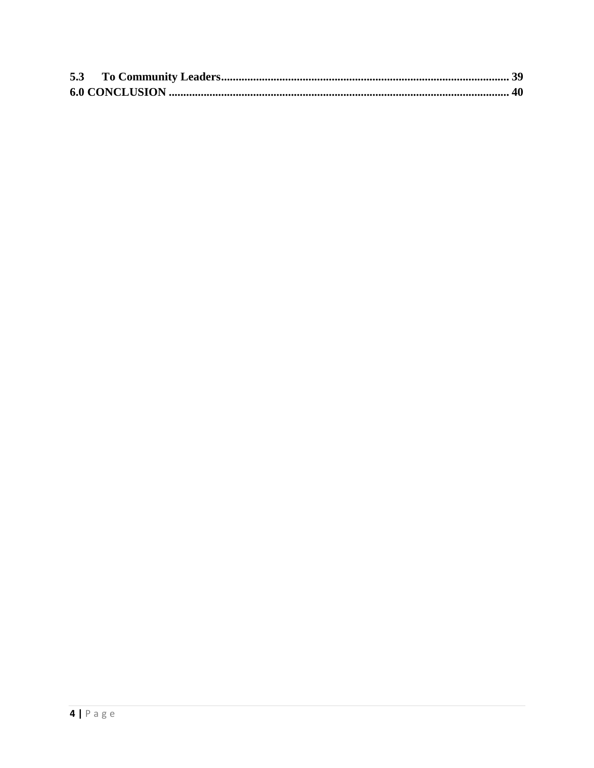**5.3 To Community Leaders................................................................................................ 39**

**6.0 CONCLUSION ................................................................................................................ 40**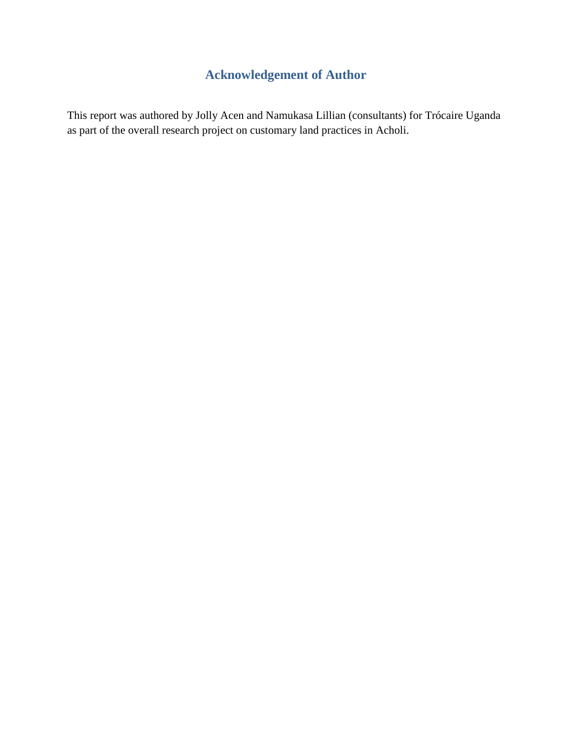# Acknowledgement of Author

This report was authored by Jolly Acen and Namukasa Lillian (consultants) for Trócaire Uganda as part of the overall research project on customary land practices in Acholi.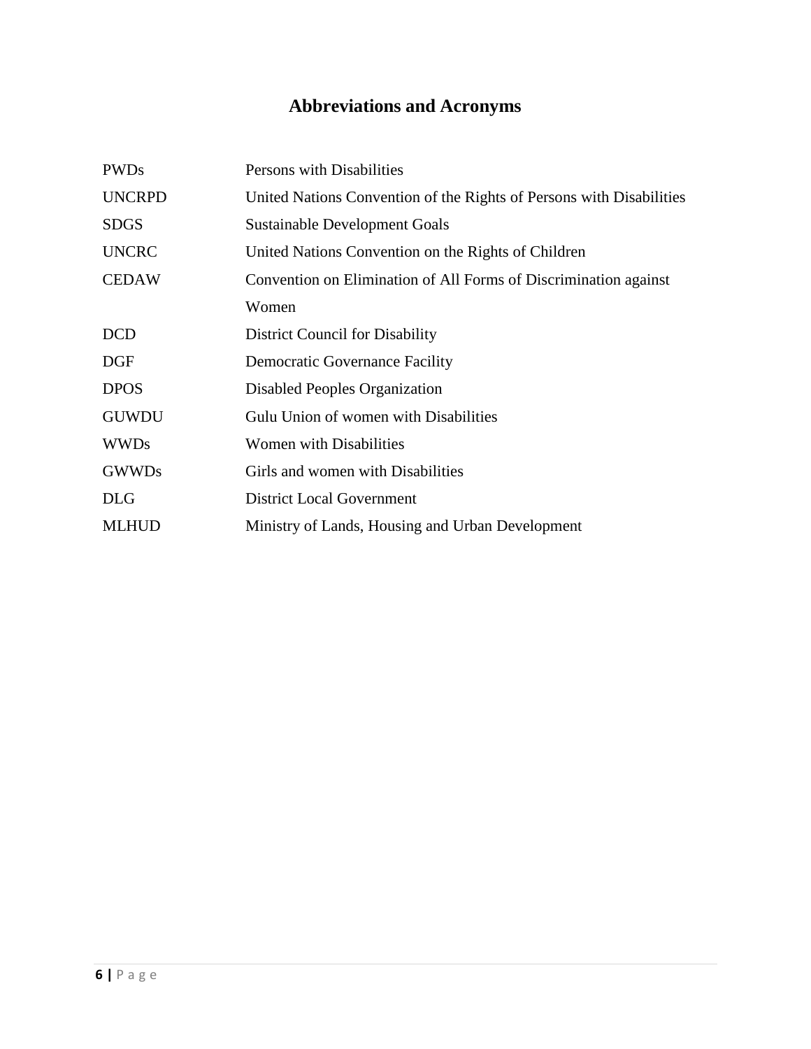# Abbreviations and Acronyms

| | |
|---|---|
| PWDs | Persons with Disabilities |
| UNCRPD | United Nations Convention of the Rights of Persons with Disabilities |
| SDGS | Sustainable Development Goals |
| UNCRC | United Nations Convention on the Rights of Children |
| CEDAW | Convention on Elimination of All Forms of Discrimination against Women |
| DCD | District Council for Disability |
| DGF | Democratic Governance Facility |
| DPOS | Disabled Peoples Organization |
| GUWDU | Gulu Union of women with Disabilities |
| WWDs | Women with Disabilities |
| GWWDs | Girls and women with Disabilities |
| DLG | District Local Government |
| MLHUD | Ministry of Lands, Housing and Urban Development |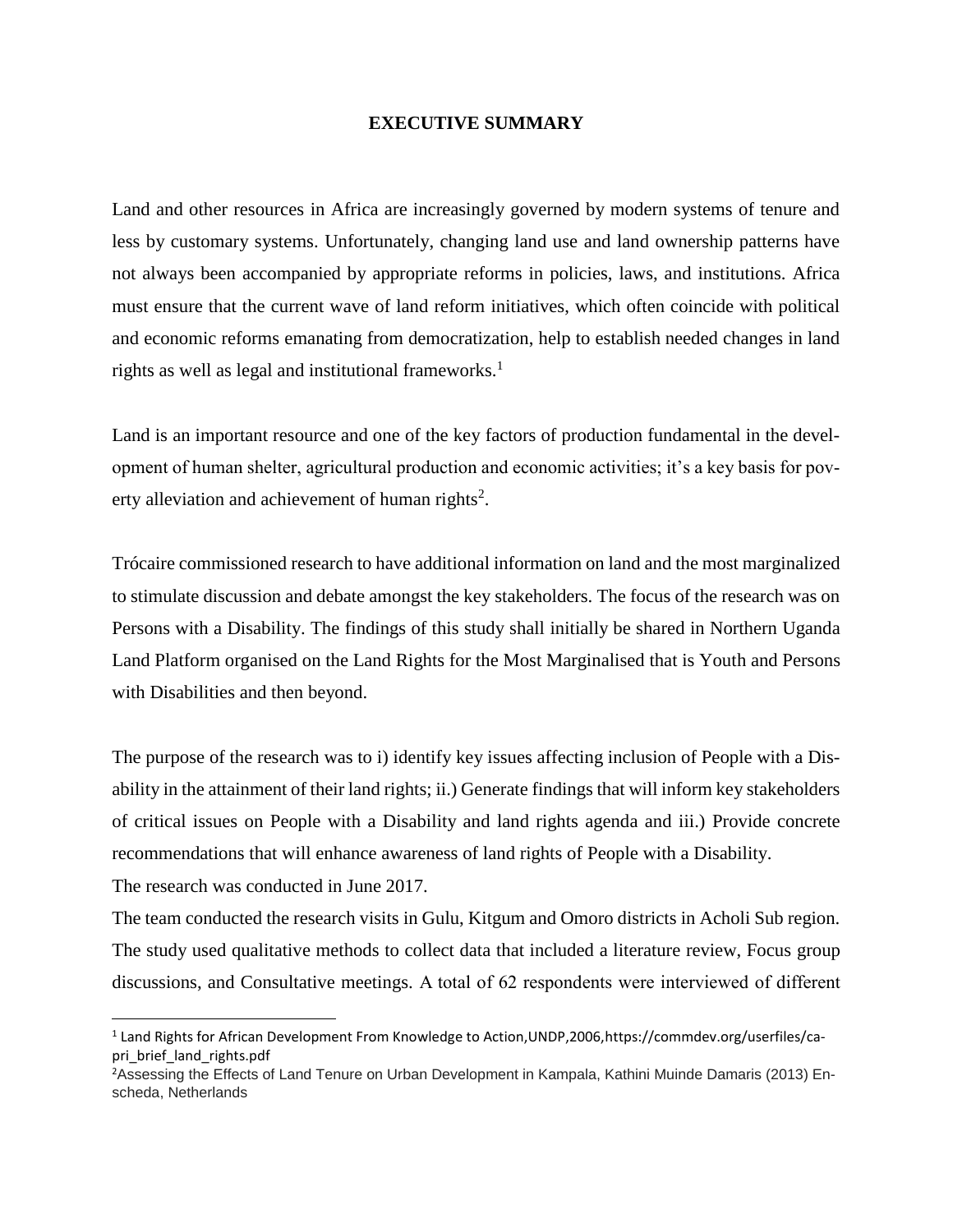## EXECUTIVE SUMMARY

Land and other resources in Africa are increasingly governed by modern systems of tenure and less by customary systems. Unfortunately, changing land use and land ownership patterns have not always been accompanied by appropriate reforms in policies, laws, and institutions. Africa must ensure that the current wave of land reform initiatives, which often coincide with political and economic reforms emanating from democratization, help to establish needed changes in land rights as well as legal and institutional frameworks.[1]

Land is an important resource and one of the key factors of production fundamental in the development of human shelter, agricultural production and economic activities; it's a key basis for poverty alleviation and achievement of human rights[2].

Trócaire commissioned research to have additional information on land and the most marginalized to stimulate discussion and debate amongst the key stakeholders. The focus of the research was on Persons with a Disability. The findings of this study shall initially be shared in Northern Uganda Land Platform organised on the Land Rights for the Most Marginalised that is Youth and Persons with Disabilities and then beyond.

The purpose of the research was to i) identify key issues affecting inclusion of People with a Disability in the attainment of their land rights; ii.) Generate findings that will inform key stakeholders of critical issues on People with a Disability and land rights agenda and iii.) Provide concrete recommendations that will enhance awareness of land rights of People with a Disability.

The research was conducted in June 2017.

The team conducted the research visits in Gulu, Kitgum and Omoro districts in Acholi Sub region. The study used qualitative methods to collect data that included a literature review, Focus group discussions, and Consultative meetings. A total of 62 respondents were interviewed of different

---

[1] Land Rights for African Development From Knowledge to Action,UNDP,2006,https://commdev.org/userfiles/capri_brief_land_rights.pdf

[2] Assessing the Effects of Land Tenure on Urban Development in Kampala, Kathini Muinde Damaris (2013) Enscheda, Netherlands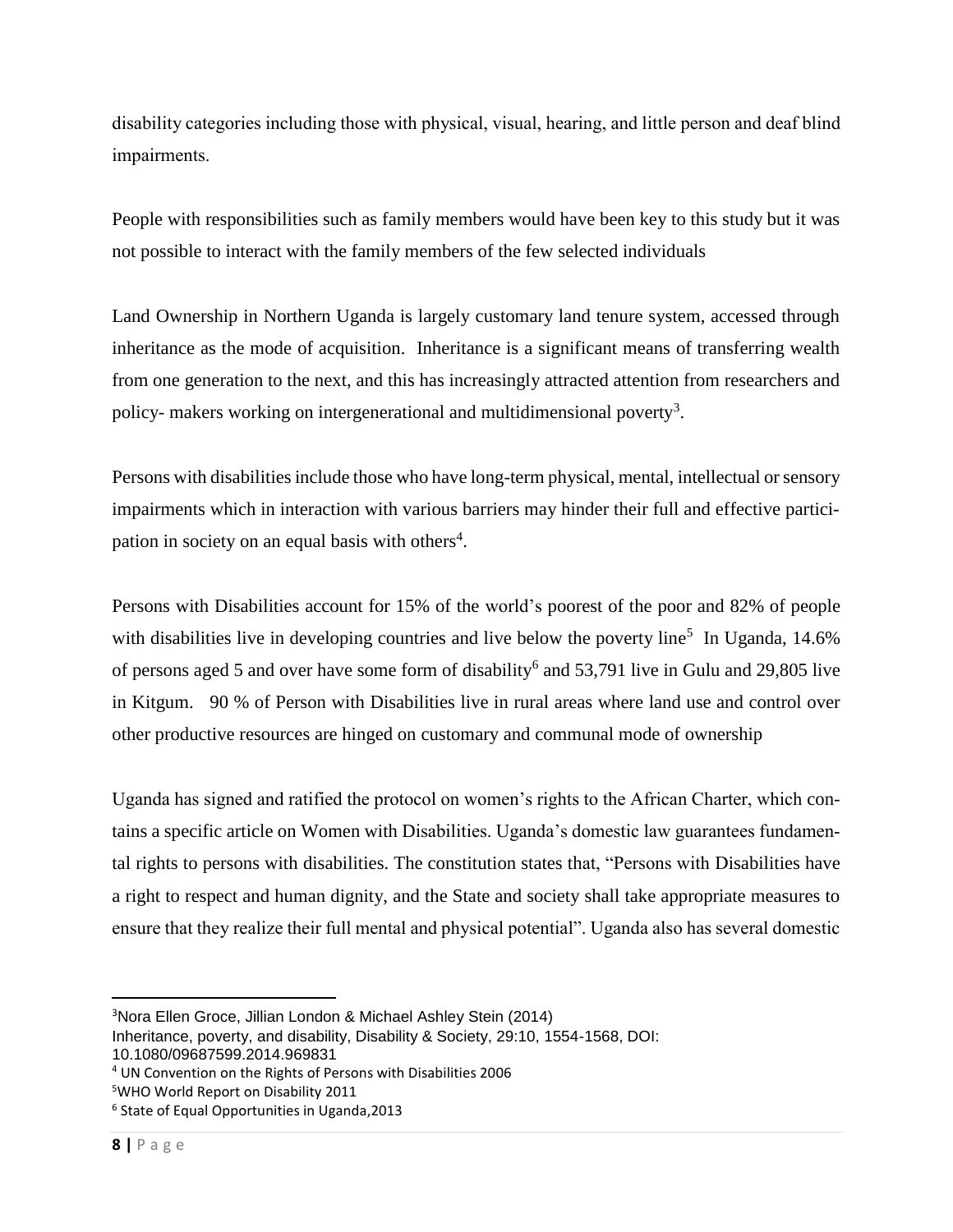disability categories including those with physical, visual, hearing, and little person and deaf blind impairments.

People with responsibilities such as family members would have been key to this study but it was not possible to interact with the family members of the few selected individuals

Land Ownership in Northern Uganda is largely customary land tenure system, accessed through inheritance as the mode of acquisition. Inheritance is a significant means of transferring wealth from one generation to the next, and this has increasingly attracted attention from researchers and policy- makers working on intergenerational and multidimensional poverty[3].

Persons with disabilities include those who have long-term physical, mental, intellectual or sensory impairments which in interaction with various barriers may hinder their full and effective participation in society on an equal basis with others[4].

Persons with Disabilities account for 15% of the world's poorest of the poor and 82% of people with disabilities live in developing countries and live below the poverty line[5] In Uganda, 14.6% of persons aged 5 and over have some form of disability[6] and 53,791 live in Gulu and 29,805 live in Kitgum. 90 % of Person with Disabilities live in rural areas where land use and control over other productive resources are hinged on customary and communal mode of ownership

Uganda has signed and ratified the protocol on women's rights to the African Charter, which contains a specific article on Women with Disabilities. Uganda's domestic law guarantees fundamental rights to persons with disabilities. The constitution states that, "Persons with Disabilities have a right to respect and human dignity, and the State and society shall take appropriate measures to ensure that they realize their full mental and physical potential". Uganda also has several domestic

---

[3] Nora Ellen Groce, Jillian London & Michael Ashley Stein (2014) Inheritance, poverty, and disability, Disability & Society, 29:10, 1554-1568, DOI: 10.1080/09687599.2014.969831

[4] UN Convention on the Rights of Persons with Disabilities 2006

[5] WHO World Report on Disability 2011

[6] State of Equal Opportunities in Uganda,2013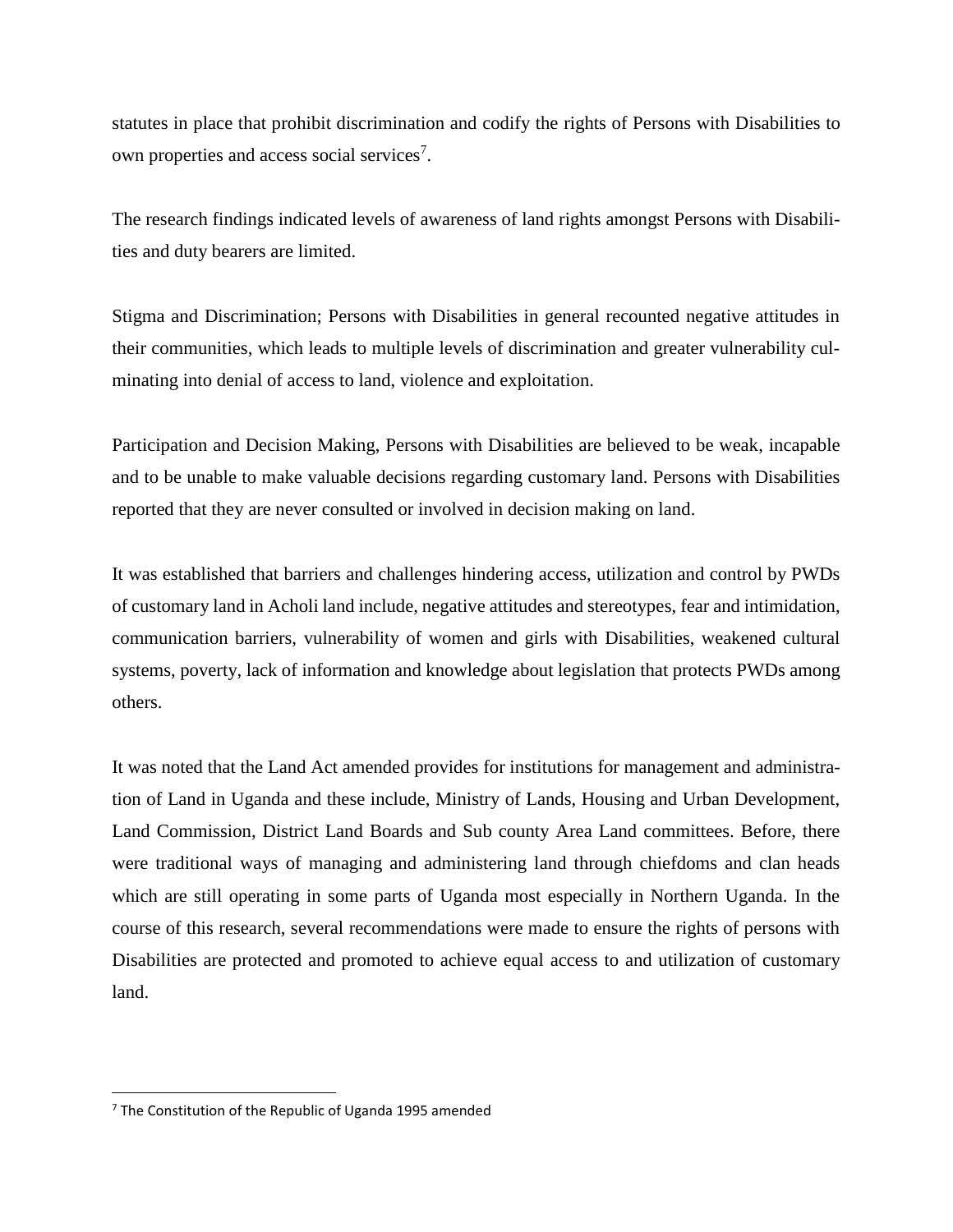statutes in place that prohibit discrimination and codify the rights of Persons with Disabilities to own properties and access social services[7].

The research findings indicated levels of awareness of land rights amongst Persons with Disabilities and duty bearers are limited.

Stigma and Discrimination; Persons with Disabilities in general recounted negative attitudes in their communities, which leads to multiple levels of discrimination and greater vulnerability culminating into denial of access to land, violence and exploitation.

Participation and Decision Making, Persons with Disabilities are believed to be weak, incapable and to be unable to make valuable decisions regarding customary land. Persons with Disabilities reported that they are never consulted or involved in decision making on land.

It was established that barriers and challenges hindering access, utilization and control by PWDs of customary land in Acholi land include, negative attitudes and stereotypes, fear and intimidation, communication barriers, vulnerability of women and girls with Disabilities, weakened cultural systems, poverty, lack of information and knowledge about legislation that protects PWDs among others.

It was noted that the Land Act amended provides for institutions for management and administration of Land in Uganda and these include, Ministry of Lands, Housing and Urban Development, Land Commission, District Land Boards and Sub county Area Land committees. Before, there were traditional ways of managing and administering land through chiefdoms and clan heads which are still operating in some parts of Uganda most especially in Northern Uganda. In the course of this research, several recommendations were made to ensure the rights of persons with Disabilities are protected and promoted to achieve equal access to and utilization of customary land.

---

[7] The Constitution of the Republic of Uganda 1995 amended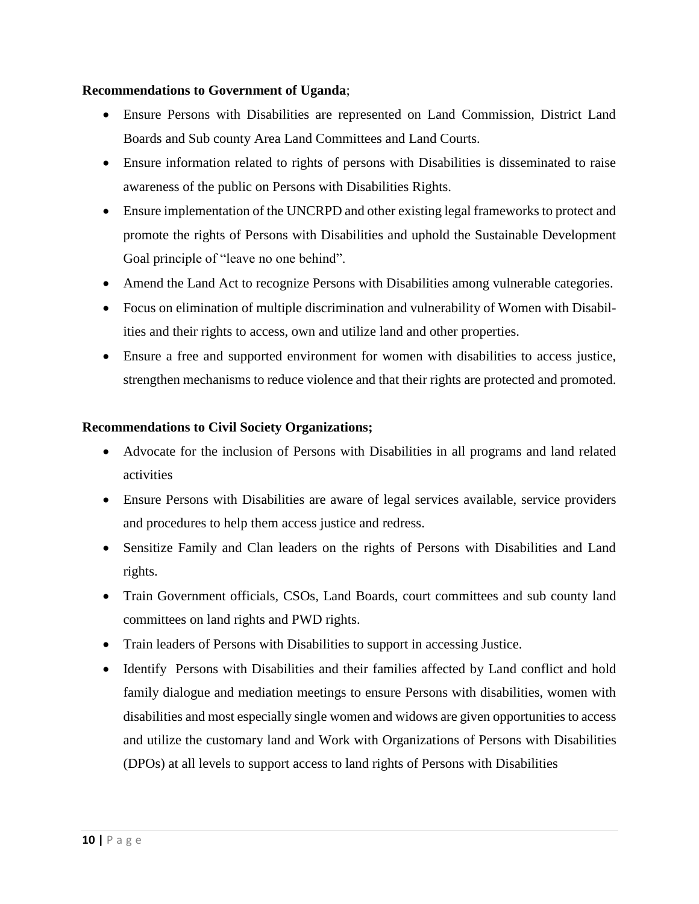**Recommendations to Government of Uganda**;

- Ensure Persons with Disabilities are represented on Land Commission, District Land Boards and Sub county Area Land Committees and Land Courts.
- Ensure information related to rights of persons with Disabilities is disseminated to raise awareness of the public on Persons with Disabilities Rights.
- Ensure implementation of the UNCRPD and other existing legal frameworks to protect and promote the rights of Persons with Disabilities and uphold the Sustainable Development Goal principle of "leave no one behind".
- Amend the Land Act to recognize Persons with Disabilities among vulnerable categories.
- Focus on elimination of multiple discrimination and vulnerability of Women with Disabilities and their rights to access, own and utilize land and other properties.
- Ensure a free and supported environment for women with disabilities to access justice, strengthen mechanisms to reduce violence and that their rights are protected and promoted.

**Recommendations to Civil Society Organizations;**

- Advocate for the inclusion of Persons with Disabilities in all programs and land related activities
- Ensure Persons with Disabilities are aware of legal services available, service providers and procedures to help them access justice and redress.
- Sensitize Family and Clan leaders on the rights of Persons with Disabilities and Land rights.
- Train Government officials, CSOs, Land Boards, court committees and sub county land committees on land rights and PWD rights.
- Train leaders of Persons with Disabilities to support in accessing Justice.
- Identify Persons with Disabilities and their families affected by Land conflict and hold family dialogue and mediation meetings to ensure Persons with disabilities, women with disabilities and most especially single women and widows are given opportunities to access and utilize the customary land and Work with Organizations of Persons with Disabilities (DPOs) at all levels to support access to land rights of Persons with Disabilities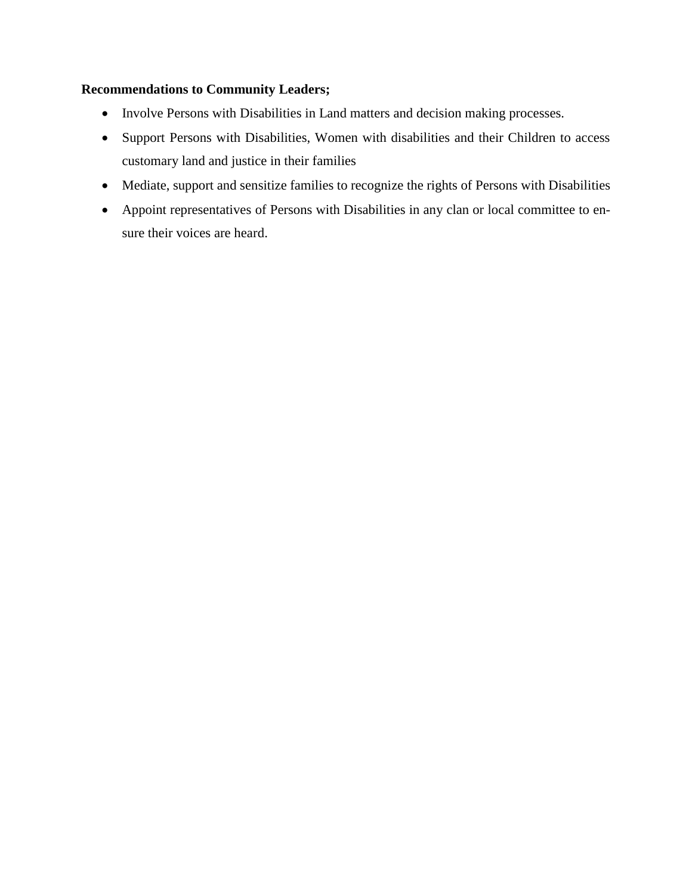**Recommendations to Community Leaders;**

- Involve Persons with Disabilities in Land matters and decision making processes.
- Support Persons with Disabilities, Women with disabilities and their Children to access customary land and justice in their families
- Mediate, support and sensitize families to recognize the rights of Persons with Disabilities
- Appoint representatives of Persons with Disabilities in any clan or local committee to ensure their voices are heard.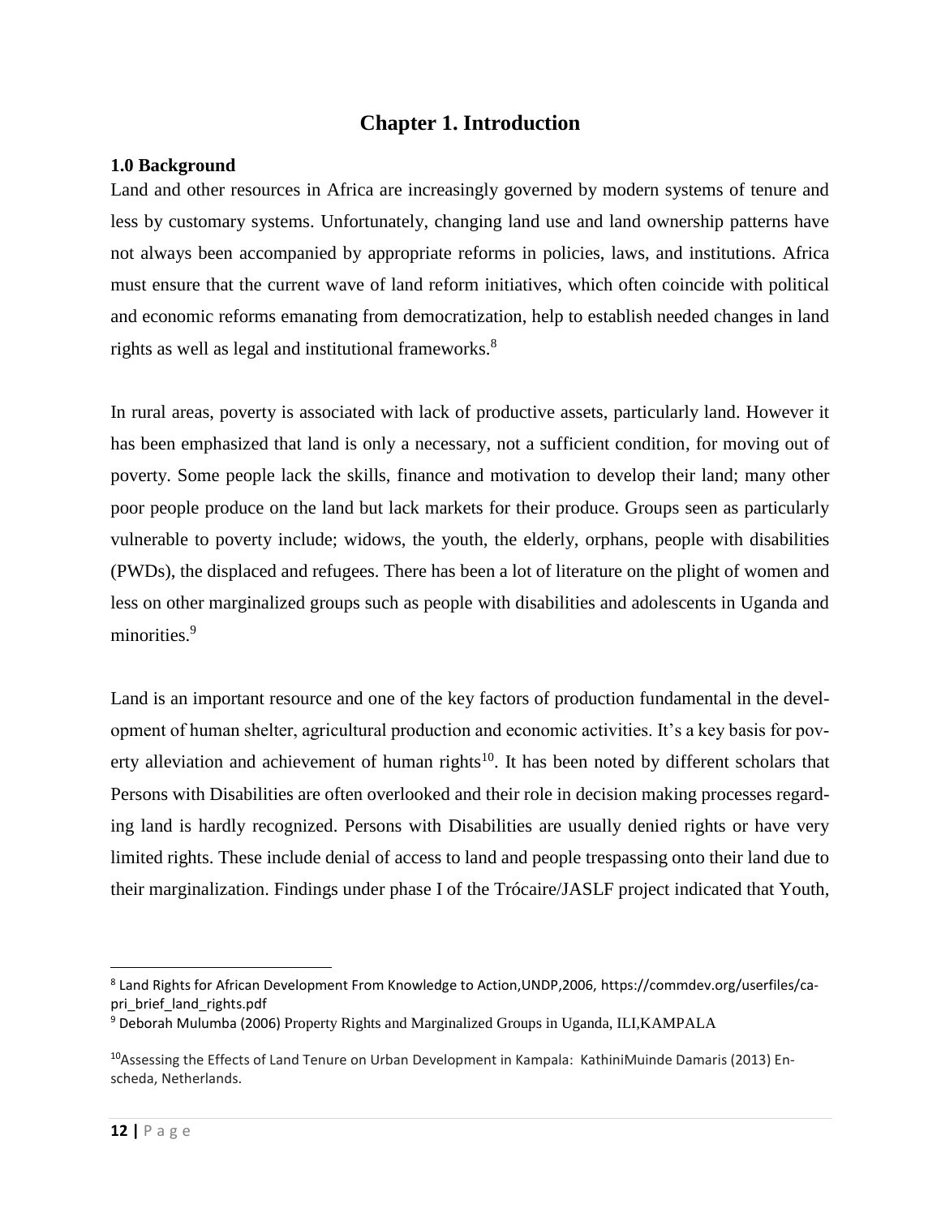# Chapter 1. Introduction

### 1.0 Background

Land and other resources in Africa are increasingly governed by modern systems of tenure and less by customary systems. Unfortunately, changing land use and land ownership patterns have not always been accompanied by appropriate reforms in policies, laws, and institutions. Africa must ensure that the current wave of land reform initiatives, which often coincide with political and economic reforms emanating from democratization, help to establish needed changes in land rights as well as legal and institutional frameworks.[8]

In rural areas, poverty is associated with lack of productive assets, particularly land. However it has been emphasized that land is only a necessary, not a sufficient condition, for moving out of poverty. Some people lack the skills, finance and motivation to develop their land; many other poor people produce on the land but lack markets for their produce. Groups seen as particularly vulnerable to poverty include; widows, the youth, the elderly, orphans, people with disabilities (PWDs), the displaced and refugees. There has been a lot of literature on the plight of women and less on other marginalized groups such as people with disabilities and adolescents in Uganda and minorities.[9]

Land is an important resource and one of the key factors of production fundamental in the development of human shelter, agricultural production and economic activities. It's a key basis for poverty alleviation and achievement of human rights[10]. It has been noted by different scholars that Persons with Disabilities are often overlooked and their role in decision making processes regarding land is hardly recognized. Persons with Disabilities are usually denied rights or have very limited rights. These include denial of access to land and people trespassing onto their land due to their marginalization. Findings under phase I of the Trócaire/JASLF project indicated that Youth,

---

[8] Land Rights for African Development From Knowledge to Action,UNDP,2006, https://commdev.org/userfiles/capri_brief_land_rights.pdf

[9] Deborah Mulumba (2006) Property Rights and Marginalized Groups in Uganda, ILI,KAMPALA

[10] Assessing the Effects of Land Tenure on Urban Development in Kampala: KathiniMuinde Damaris (2013) Enscheda, Netherlands.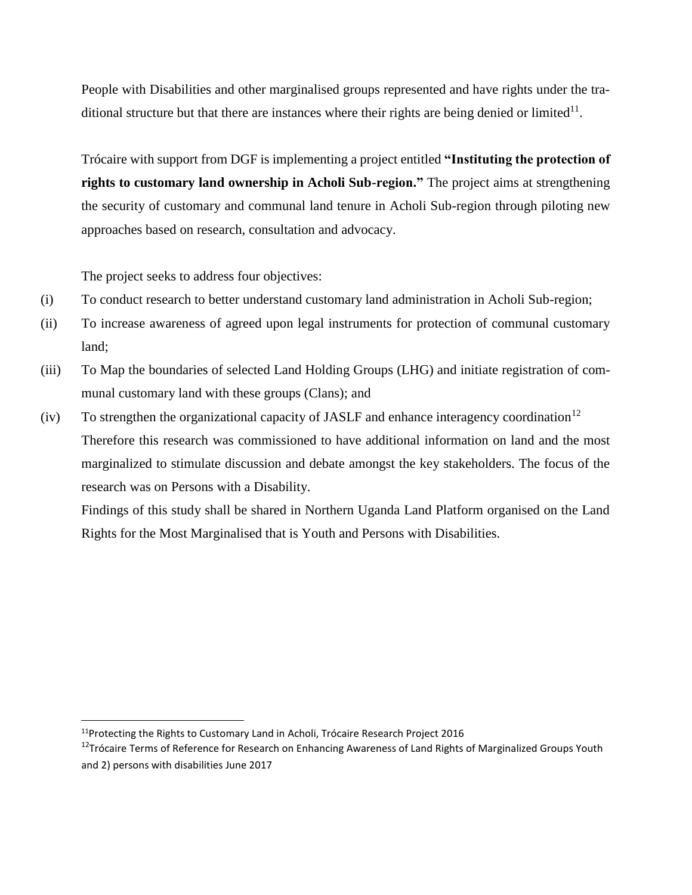People with Disabilities and other marginalised groups represented and have rights under the traditional structure but that there are instances where their rights are being denied or limited[11].

Trócaire with support from DGF is implementing a project entitled **"Instituting the protection of rights to customary land ownership in Acholi Sub-region."** The project aims at strengthening the security of customary and communal land tenure in Acholi Sub-region through piloting new approaches based on research, consultation and advocacy.

The project seeks to address four objectives:

(i) To conduct research to better understand customary land administration in Acholi Sub-region;

(ii) To increase awareness of agreed upon legal instruments for protection of communal customary land;

(iii) To Map the boundaries of selected Land Holding Groups (LHG) and initiate registration of communal customary land with these groups (Clans); and

(iv) To strengthen the organizational capacity of JASLF and enhance interagency coordination[12]

Therefore this research was commissioned to have additional information on land and the most marginalized to stimulate discussion and debate amongst the key stakeholders. The focus of the research was on Persons with a Disability.

Findings of this study shall be shared in Northern Uganda Land Platform organised on the Land Rights for the Most Marginalised that is Youth and Persons with Disabilities.

---

[11] Protecting the Rights to Customary Land in Acholi, Trócaire Research Project 2016

[12] Trócaire Terms of Reference for Research on Enhancing Awareness of Land Rights of Marginalized Groups Youth and 2) persons with disabilities June 2017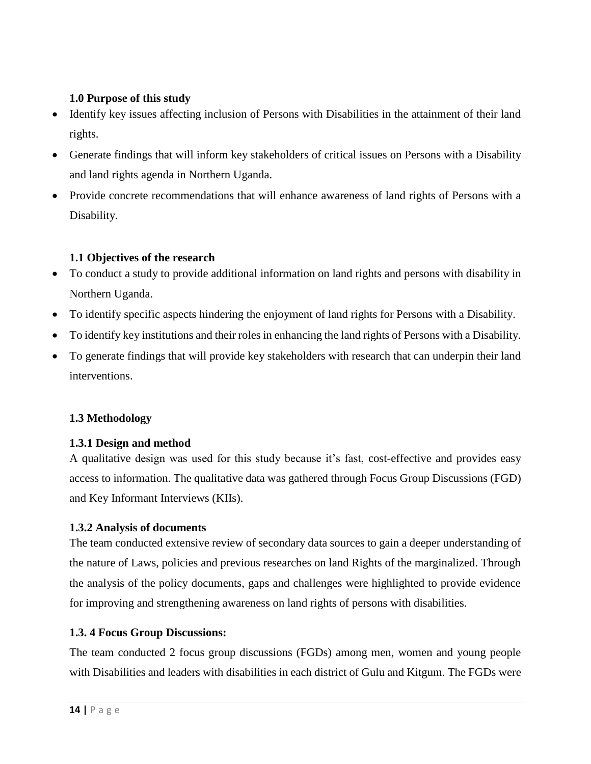### 1.0 Purpose of this study

- Identify key issues affecting inclusion of Persons with Disabilities in the attainment of their land rights.
- Generate findings that will inform key stakeholders of critical issues on Persons with a Disability and land rights agenda in Northern Uganda.
- Provide concrete recommendations that will enhance awareness of land rights of Persons with a Disability.

### 1.1 Objectives of the research

- To conduct a study to provide additional information on land rights and persons with disability in Northern Uganda.
- To identify specific aspects hindering the enjoyment of land rights for Persons with a Disability.
- To identify key institutions and their roles in enhancing the land rights of Persons with a Disability.
- To generate findings that will provide key stakeholders with research that can underpin their land interventions.

### 1.3 Methodology

#### 1.3.1 Design and method

A qualitative design was used for this study because it's fast, cost-effective and provides easy access to information. The qualitative data was gathered through Focus Group Discussions (FGD) and Key Informant Interviews (KIIs).

#### 1.3.2 Analysis of documents

The team conducted extensive review of secondary data sources to gain a deeper understanding of the nature of Laws, policies and previous researches on land Rights of the marginalized. Through the analysis of the policy documents, gaps and challenges were highlighted to provide evidence for improving and strengthening awareness on land rights of persons with disabilities.

#### 1.3. 4 Focus Group Discussions:

The team conducted 2 focus group discussions (FGDs) among men, women and young people with Disabilities and leaders with disabilities in each district of Gulu and Kitgum. The FGDs were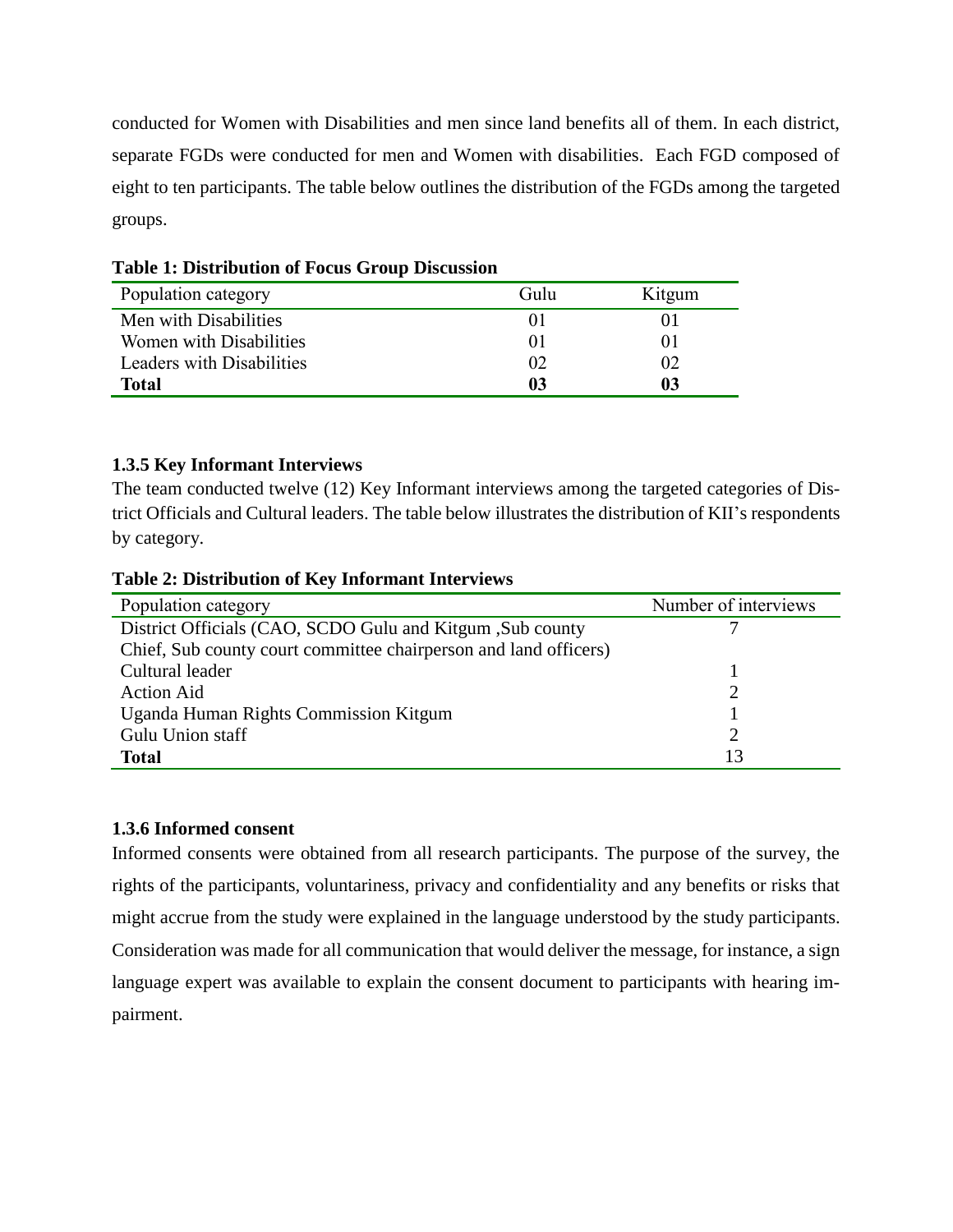conducted for Women with Disabilities and men since land benefits all of them. In each district, separate FGDs were conducted for men and Women with disabilities. Each FGD composed of eight to ten participants. The table below outlines the distribution of the FGDs among the targeted groups.

**Table 1: Distribution of Focus Group Discussion**

| Population category | Gulu | Kitgum |
|---|---|---|
| Men with Disabilities | 01 | 01 |
| Women with Disabilities | 01 | 01 |
| Leaders with Disabilities | 02 | 02 |
| **Total** | **03** | **03** |

### 1.3.5 Key Informant Interviews

The team conducted twelve (12) Key Informant interviews among the targeted categories of District Officials and Cultural leaders. The table below illustrates the distribution of KII's respondents by category.

**Table 2: Distribution of Key Informant Interviews**

| Population category | Number of interviews |
|---|---|
| District Officials (CAO, SCDO Gulu and Kitgum ,Sub county Chief, Sub county court committee chairperson and land officers) | 7 |
| Cultural leader | 1 |
| Action Aid | 2 |
| Uganda Human Rights Commission Kitgum | 1 |
| Gulu Union staff | 2 |
| **Total** | 13 |

### 1.3.6 Informed consent

Informed consents were obtained from all research participants. The purpose of the survey, the rights of the participants, voluntariness, privacy and confidentiality and any benefits or risks that might accrue from the study were explained in the language understood by the study participants. Consideration was made for all communication that would deliver the message, for instance, a sign language expert was available to explain the consent document to participants with hearing impairment.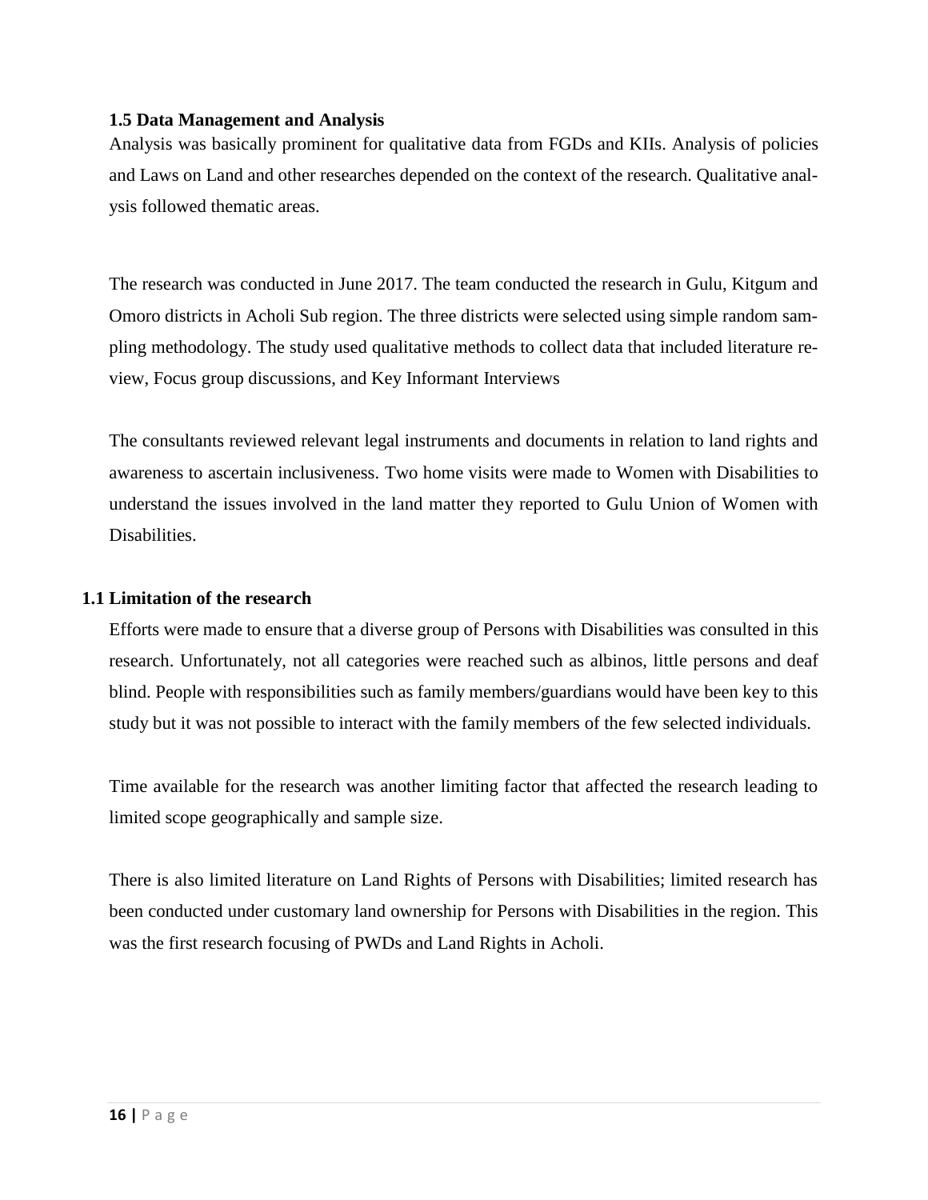### 1.5 Data Management and Analysis

Analysis was basically prominent for qualitative data from FGDs and KIIs. Analysis of policies and Laws on Land and other researches depended on the context of the research. Qualitative analysis followed thematic areas.

The research was conducted in June 2017. The team conducted the research in Gulu, Kitgum and Omoro districts in Acholi Sub region. The three districts were selected using simple random sampling methodology. The study used qualitative methods to collect data that included literature review, Focus group discussions, and Key Informant Interviews

The consultants reviewed relevant legal instruments and documents in relation to land rights and awareness to ascertain inclusiveness. Two home visits were made to Women with Disabilities to understand the issues involved in the land matter they reported to Gulu Union of Women with Disabilities.

### 1.1 Limitation of the research

Efforts were made to ensure that a diverse group of Persons with Disabilities was consulted in this research. Unfortunately, not all categories were reached such as albinos, little persons and deaf blind. People with responsibilities such as family members/guardians would have been key to this study but it was not possible to interact with the family members of the few selected individuals.

Time available for the research was another limiting factor that affected the research leading to limited scope geographically and sample size.

There is also limited literature on Land Rights of Persons with Disabilities; limited research has been conducted under customary land ownership for Persons with Disabilities in the region. This was the first research focusing of PWDs and Land Rights in Acholi.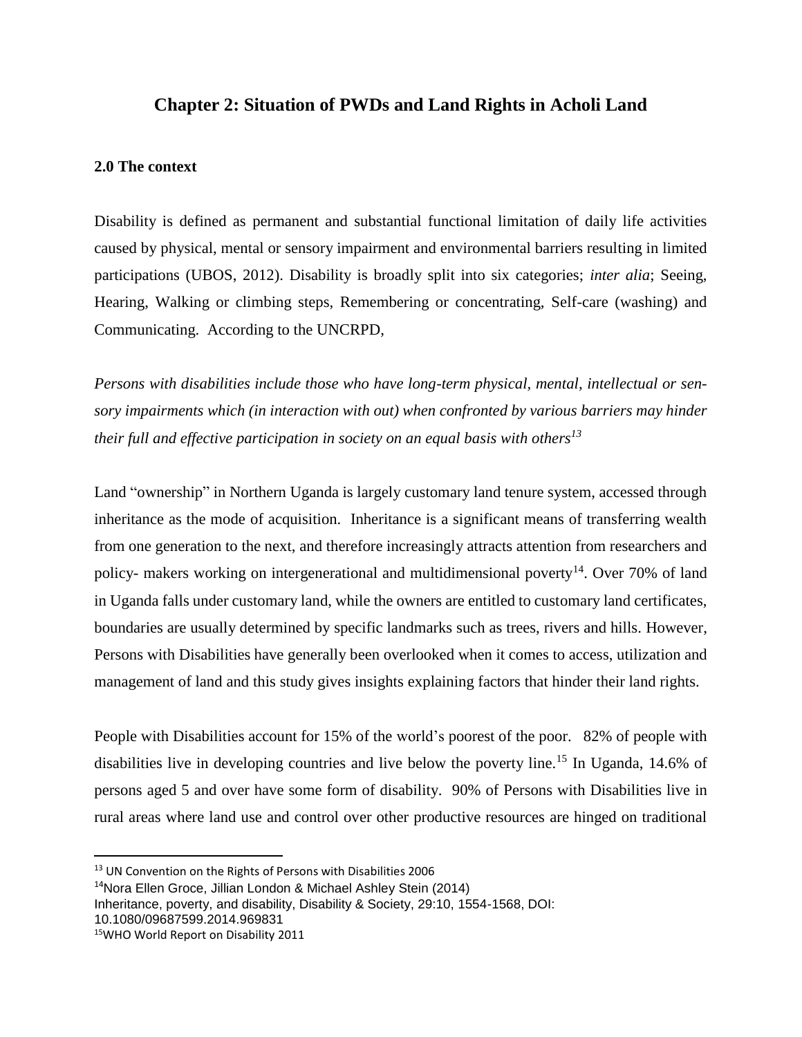# Chapter 2: Situation of PWDs and Land Rights in Acholi Land

### 2.0 The context

Disability is defined as permanent and substantial functional limitation of daily life activities caused by physical, mental or sensory impairment and environmental barriers resulting in limited participations (UBOS, 2012). Disability is broadly split into six categories; *inter alia*; Seeing, Hearing, Walking or climbing steps, Remembering or concentrating, Self-care (washing) and Communicating. According to the UNCRPD,

*Persons with disabilities include those who have long-term physical, mental, intellectual or sensory impairments which (in interaction with out) when confronted by various barriers may hinder their full and effective participation in society on an equal basis with others*[13]

Land "ownership" in Northern Uganda is largely customary land tenure system, accessed through inheritance as the mode of acquisition. Inheritance is a significant means of transferring wealth from one generation to the next, and therefore increasingly attracts attention from researchers and policy- makers working on intergenerational and multidimensional poverty[14]. Over 70% of land in Uganda falls under customary land, while the owners are entitled to customary land certificates, boundaries are usually determined by specific landmarks such as trees, rivers and hills. However, Persons with Disabilities have generally been overlooked when it comes to access, utilization and management of land and this study gives insights explaining factors that hinder their land rights.

People with Disabilities account for 15% of the world's poorest of the poor. 82% of people with disabilities live in developing countries and live below the poverty line.[15] In Uganda, 14.6% of persons aged 5 and over have some form of disability. 90% of Persons with Disabilities live in rural areas where land use and control over other productive resources are hinged on traditional

---

[13] UN Convention on the Rights of Persons with Disabilities 2006

[14] Nora Ellen Groce, Jillian London & Michael Ashley Stein (2014) Inheritance, poverty, and disability, Disability & Society, 29:10, 1554-1568, DOI: 10.1080/09687599.2014.969831

[15] WHO World Report on Disability 2011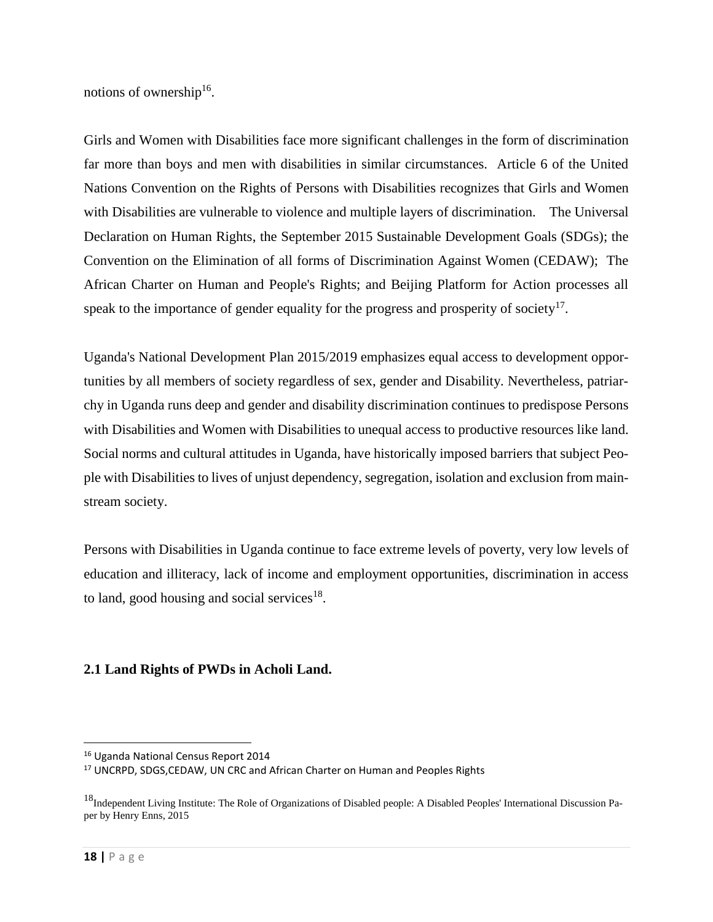notions of ownership[16].

Girls and Women with Disabilities face more significant challenges in the form of discrimination far more than boys and men with disabilities in similar circumstances. Article 6 of the United Nations Convention on the Rights of Persons with Disabilities recognizes that Girls and Women with Disabilities are vulnerable to violence and multiple layers of discrimination. The Universal Declaration on Human Rights, the September 2015 Sustainable Development Goals (SDGs); the Convention on the Elimination of all forms of Discrimination Against Women (CEDAW); The African Charter on Human and People's Rights; and Beijing Platform for Action processes all speak to the importance of gender equality for the progress and prosperity of society[17].

Uganda's National Development Plan 2015/2019 emphasizes equal access to development opportunities by all members of society regardless of sex, gender and Disability. Nevertheless, patriarchy in Uganda runs deep and gender and disability discrimination continues to predispose Persons with Disabilities and Women with Disabilities to unequal access to productive resources like land. Social norms and cultural attitudes in Uganda, have historically imposed barriers that subject People with Disabilities to lives of unjust dependency, segregation, isolation and exclusion from mainstream society.

Persons with Disabilities in Uganda continue to face extreme levels of poverty, very low levels of education and illiteracy, lack of income and employment opportunities, discrimination in access to land, good housing and social services[18].

## 2.1 Land Rights of PWDs in Acholi Land.

---

[16] Uganda National Census Report 2014

[17] UNCRPD, SDGS,CEDAW, UN CRC and African Charter on Human and Peoples Rights

[18] Independent Living Institute: The Role of Organizations of Disabled people: A Disabled Peoples' International Discussion Paper by Henry Enns, 2015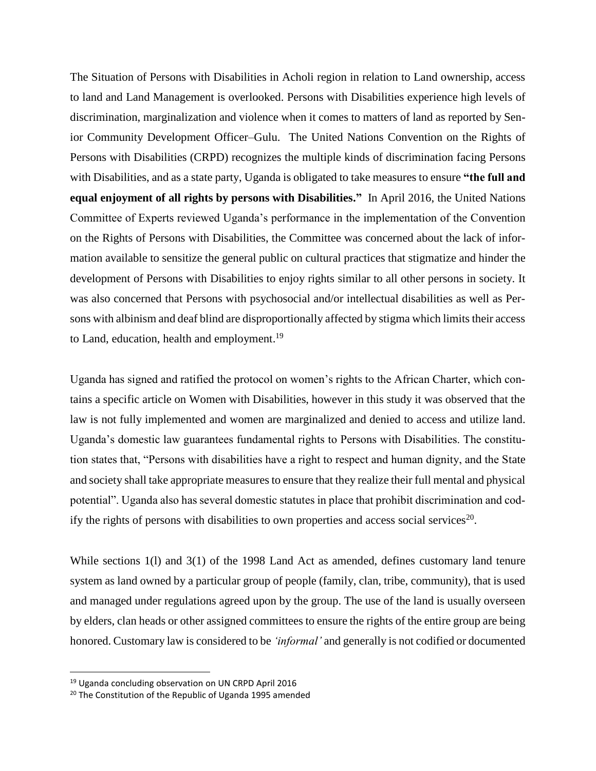The Situation of Persons with Disabilities in Acholi region in relation to Land ownership, access to land and Land Management is overlooked. Persons with Disabilities experience high levels of discrimination, marginalization and violence when it comes to matters of land as reported by Senior Community Development Officer–Gulu. The United Nations Convention on the Rights of Persons with Disabilities (CRPD) recognizes the multiple kinds of discrimination facing Persons with Disabilities, and as a state party, Uganda is obligated to take measures to ensure **"the full and equal enjoyment of all rights by persons with Disabilities."** In April 2016, the United Nations Committee of Experts reviewed Uganda's performance in the implementation of the Convention on the Rights of Persons with Disabilities, the Committee was concerned about the lack of information available to sensitize the general public on cultural practices that stigmatize and hinder the development of Persons with Disabilities to enjoy rights similar to all other persons in society. It was also concerned that Persons with psychosocial and/or intellectual disabilities as well as Persons with albinism and deaf blind are disproportionally affected by stigma which limits their access to Land, education, health and employment.[19]

Uganda has signed and ratified the protocol on women's rights to the African Charter, which contains a specific article on Women with Disabilities, however in this study it was observed that the law is not fully implemented and women are marginalized and denied to access and utilize land. Uganda's domestic law guarantees fundamental rights to Persons with Disabilities. The constitution states that, "Persons with disabilities have a right to respect and human dignity, and the State and society shall take appropriate measures to ensure that they realize their full mental and physical potential". Uganda also has several domestic statutes in place that prohibit discrimination and codify the rights of persons with disabilities to own properties and access social services[20].

While sections 1(l) and 3(1) of the 1998 Land Act as amended, defines customary land tenure system as land owned by a particular group of people (family, clan, tribe, community), that is used and managed under regulations agreed upon by the group. The use of the land is usually overseen by elders, clan heads or other assigned committees to ensure the rights of the entire group are being honored. Customary law is considered to be *'informal'* and generally is not codified or documented

---

[19] Uganda concluding observation on UN CRPD April 2016

[20] The Constitution of the Republic of Uganda 1995 amended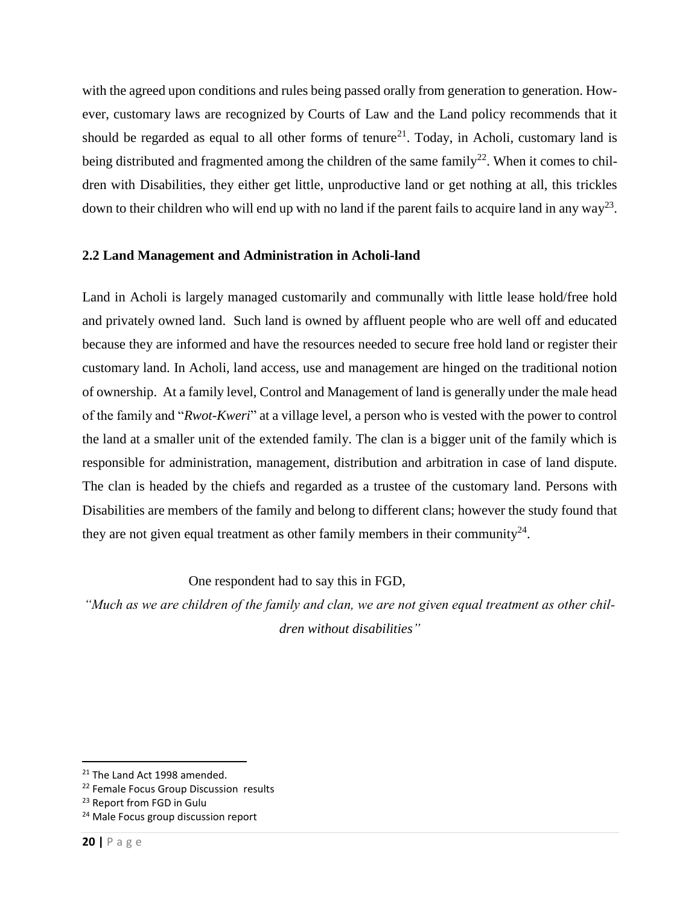with the agreed upon conditions and rules being passed orally from generation to generation. However, customary laws are recognized by Courts of Law and the Land policy recommends that it should be regarded as equal to all other forms of tenure[21]. Today, in Acholi, customary land is being distributed and fragmented among the children of the same family[22]. When it comes to children with Disabilities, they either get little, unproductive land or get nothing at all, this trickles down to their children who will end up with no land if the parent fails to acquire land in any way[23].

### 2.2 Land Management and Administration in Acholi-land

Land in Acholi is largely managed customarily and communally with little lease hold/free hold and privately owned land. Such land is owned by affluent people who are well off and educated because they are informed and have the resources needed to secure free hold land or register their customary land. In Acholi, land access, use and management are hinged on the traditional notion of ownership. At a family level, Control and Management of land is generally under the male head of the family and "*Rwot-Kweri*" at a village level, a person who is vested with the power to control the land at a smaller unit of the extended family. The clan is a bigger unit of the family which is responsible for administration, management, distribution and arbitration in case of land dispute. The clan is headed by the chiefs and regarded as a trustee of the customary land. Persons with Disabilities are members of the family and belong to different clans; however the study found that they are not given equal treatment as other family members in their community[24].

One respondent had to say this in FGD,

*"Much as we are children of the family and clan, we are not given equal treatment as other children without disabilities"*

---

[21] The Land Act 1998 amended.

[22] Female Focus Group Discussion results

[23] Report from FGD in Gulu

[24] Male Focus group discussion report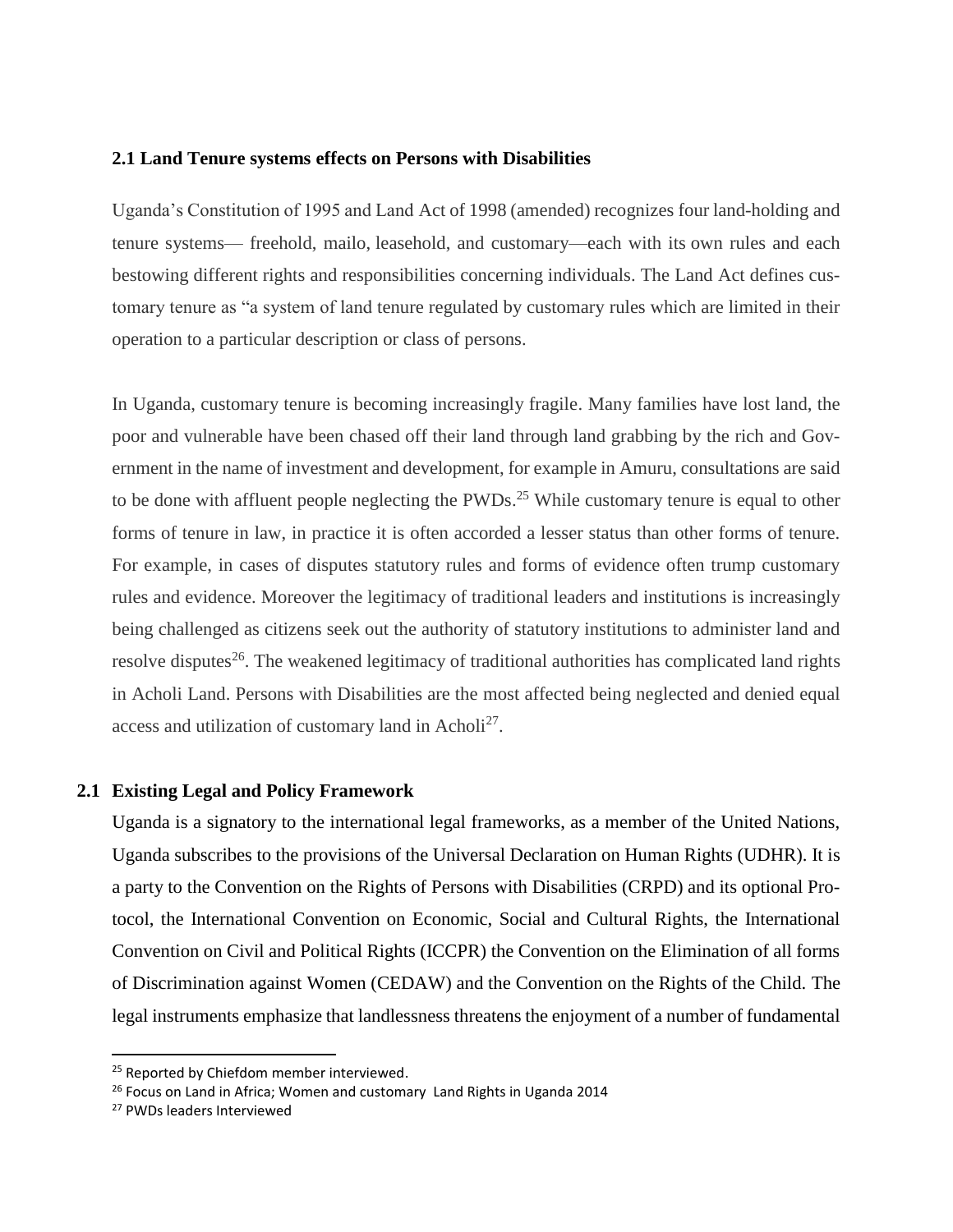### 2.1 Land Tenure systems effects on Persons with Disabilities

Uganda's Constitution of 1995 and Land Act of 1998 (amended) recognizes four land-holding and tenure systems— freehold, mailo, leasehold, and customary—each with its own rules and each bestowing different rights and responsibilities concerning individuals. The Land Act defines customary tenure as "a system of land tenure regulated by customary rules which are limited in their operation to a particular description or class of persons.

In Uganda, customary tenure is becoming increasingly fragile. Many families have lost land, the poor and vulnerable have been chased off their land through land grabbing by the rich and Government in the name of investment and development, for example in Amuru, consultations are said to be done with affluent people neglecting the PWDs.[25] While customary tenure is equal to other forms of tenure in law, in practice it is often accorded a lesser status than other forms of tenure. For example, in cases of disputes statutory rules and forms of evidence often trump customary rules and evidence. Moreover the legitimacy of traditional leaders and institutions is increasingly being challenged as citizens seek out the authority of statutory institutions to administer land and resolve disputes[26]. The weakened legitimacy of traditional authorities has complicated land rights in Acholi Land. Persons with Disabilities are the most affected being neglected and denied equal access and utilization of customary land in Acholi[27].

### 2.1 Existing Legal and Policy Framework

Uganda is a signatory to the international legal frameworks, as a member of the United Nations, Uganda subscribes to the provisions of the Universal Declaration on Human Rights (UDHR). It is a party to the Convention on the Rights of Persons with Disabilities (CRPD) and its optional Protocol, the International Convention on Economic, Social and Cultural Rights, the International Convention on Civil and Political Rights (ICCPR) the Convention on the Elimination of all forms of Discrimination against Women (CEDAW) and the Convention on the Rights of the Child. The legal instruments emphasize that landlessness threatens the enjoyment of a number of fundamental

---

[25] Reported by Chiefdom member interviewed.

[26] Focus on Land in Africa; Women and customary Land Rights in Uganda 2014

[27] PWDs leaders Interviewed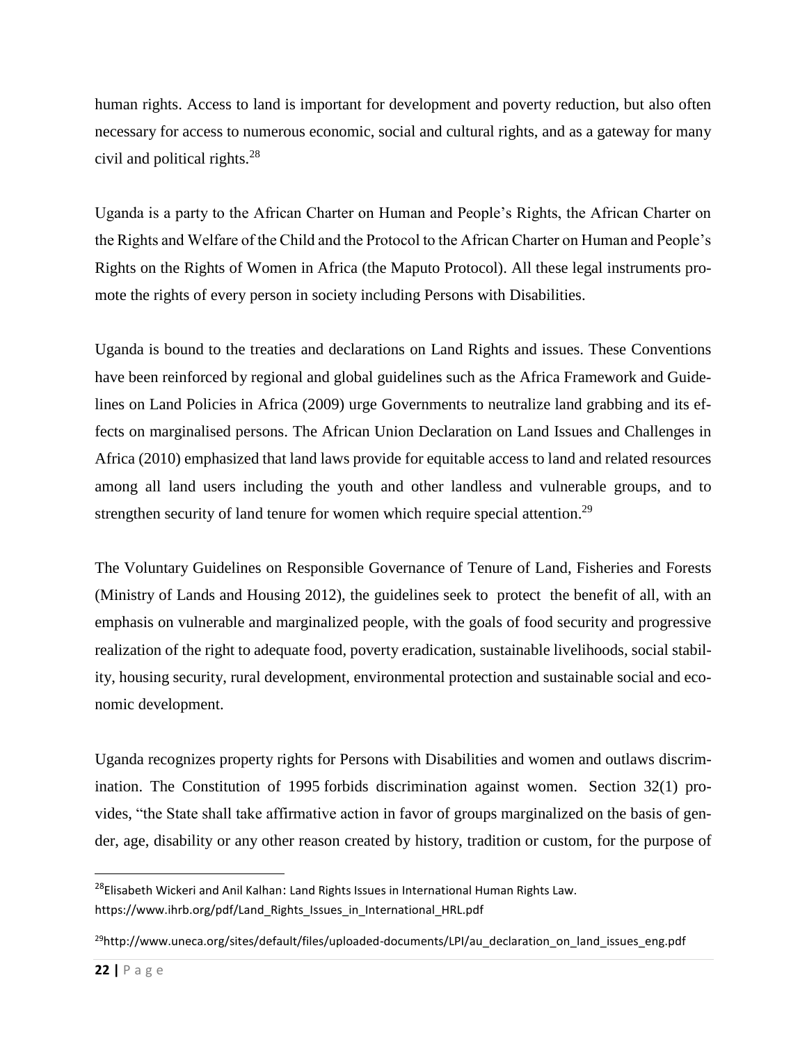human rights. Access to land is important for development and poverty reduction, but also often necessary for access to numerous economic, social and cultural rights, and as a gateway for many civil and political rights.[28]

Uganda is a party to the African Charter on Human and People's Rights, the African Charter on the Rights and Welfare of the Child and the Protocol to the African Charter on Human and People's Rights on the Rights of Women in Africa (the Maputo Protocol). All these legal instruments promote the rights of every person in society including Persons with Disabilities.

Uganda is bound to the treaties and declarations on Land Rights and issues. These Conventions have been reinforced by regional and global guidelines such as the Africa Framework and Guidelines on Land Policies in Africa (2009) urge Governments to neutralize land grabbing and its effects on marginalised persons. The African Union Declaration on Land Issues and Challenges in Africa (2010) emphasized that land laws provide for equitable access to land and related resources among all land users including the youth and other landless and vulnerable groups, and to strengthen security of land tenure for women which require special attention.[29]

The Voluntary Guidelines on Responsible Governance of Tenure of Land, Fisheries and Forests (Ministry of Lands and Housing 2012), the guidelines seek to protect the benefit of all, with an emphasis on vulnerable and marginalized people, with the goals of food security and progressive realization of the right to adequate food, poverty eradication, sustainable livelihoods, social stability, housing security, rural development, environmental protection and sustainable social and economic development.

Uganda recognizes property rights for Persons with Disabilities and women and outlaws discrimination. The Constitution of 1995 forbids discrimination against women. Section 32(1) provides, "the State shall take affirmative action in favor of groups marginalized on the basis of gender, age, disability or any other reason created by history, tradition or custom, for the purpose of

---

[28] Elisabeth Wickeri and Anil Kalhan: Land Rights Issues in International Human Rights Law. https://www.ihrb.org/pdf/Land_Rights_Issues_in_International_HRL.pdf

[29] http://www.uneca.org/sites/default/files/uploaded-documents/LPI/au_declaration_on_land_issues_eng.pdf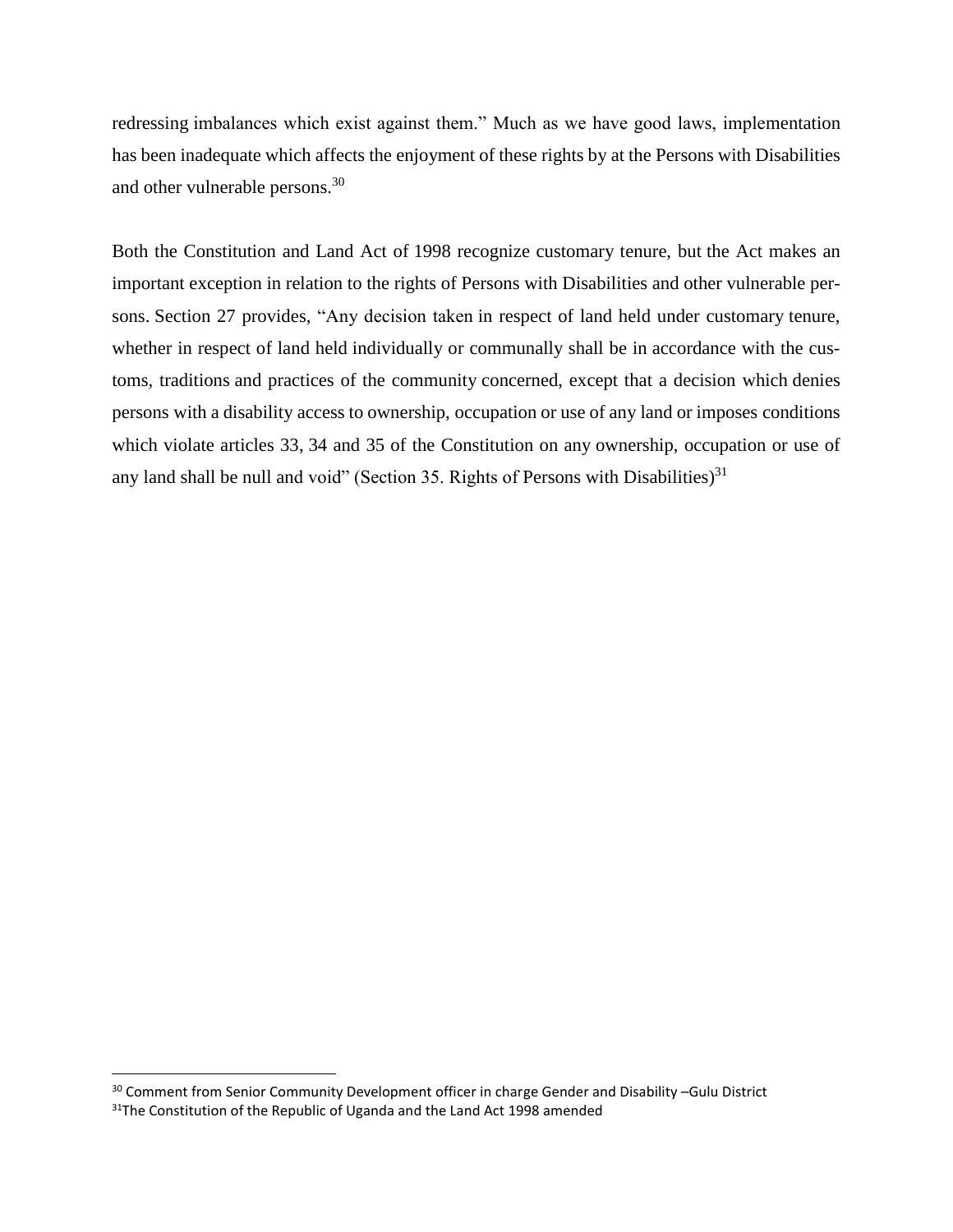redressing imbalances which exist against them." Much as we have good laws, implementation has been inadequate which affects the enjoyment of these rights by at the Persons with Disabilities and other vulnerable persons.[30]

Both the Constitution and Land Act of 1998 recognize customary tenure, but the Act makes an important exception in relation to the rights of Persons with Disabilities and other vulnerable persons. Section 27 provides, "Any decision taken in respect of land held under customary tenure, whether in respect of land held individually or communally shall be in accordance with the customs, traditions and practices of the community concerned, except that a decision which denies persons with a disability access to ownership, occupation or use of any land or imposes conditions which violate articles 33, 34 and 35 of the Constitution on any ownership, occupation or use of any land shall be null and void" (Section 35. Rights of Persons with Disabilities)[31]

---

[30] Comment from Senior Community Development officer in charge Gender and Disability –Gulu District

[31] The Constitution of the Republic of Uganda and the Land Act 1998 amended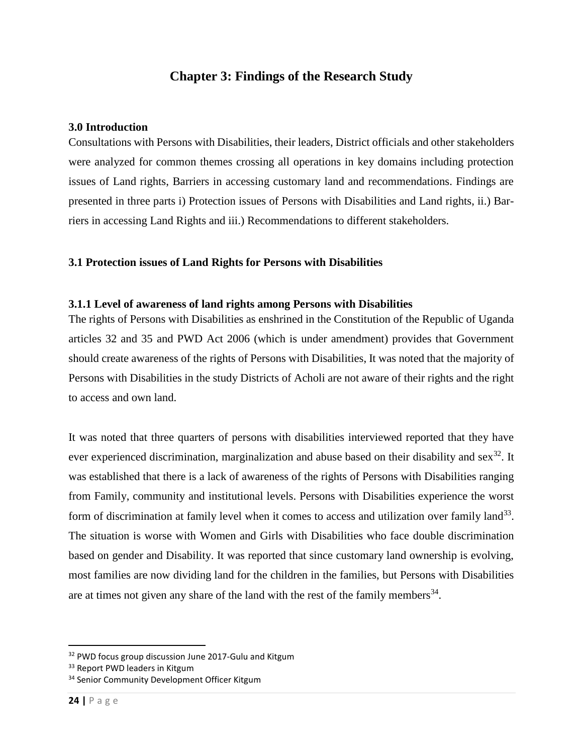# Chapter 3: Findings of the Research Study

### 3.0 Introduction

Consultations with Persons with Disabilities, their leaders, District officials and other stakeholders were analyzed for common themes crossing all operations in key domains including protection issues of Land rights, Barriers in accessing customary land and recommendations. Findings are presented in three parts i) Protection issues of Persons with Disabilities and Land rights, ii.) Barriers in accessing Land Rights and iii.) Recommendations to different stakeholders.

### 3.1 Protection issues of Land Rights for Persons with Disabilities

#### 3.1.1 Level of awareness of land rights among Persons with Disabilities

The rights of Persons with Disabilities as enshrined in the Constitution of the Republic of Uganda articles 32 and 35 and PWD Act 2006 (which is under amendment) provides that Government should create awareness of the rights of Persons with Disabilities, It was noted that the majority of Persons with Disabilities in the study Districts of Acholi are not aware of their rights and the right to access and own land.

It was noted that three quarters of persons with disabilities interviewed reported that they have ever experienced discrimination, marginalization and abuse based on their disability and sex[32]. It was established that there is a lack of awareness of the rights of Persons with Disabilities ranging from Family, community and institutional levels. Persons with Disabilities experience the worst form of discrimination at family level when it comes to access and utilization over family land[33]. The situation is worse with Women and Girls with Disabilities who face double discrimination based on gender and Disability. It was reported that since customary land ownership is evolving, most families are now dividing land for the children in the families, but Persons with Disabilities are at times not given any share of the land with the rest of the family members[34].

---

[32] PWD focus group discussion June 2017-Gulu and Kitgum

[33] Report PWD leaders in Kitgum

[34] Senior Community Development Officer Kitgum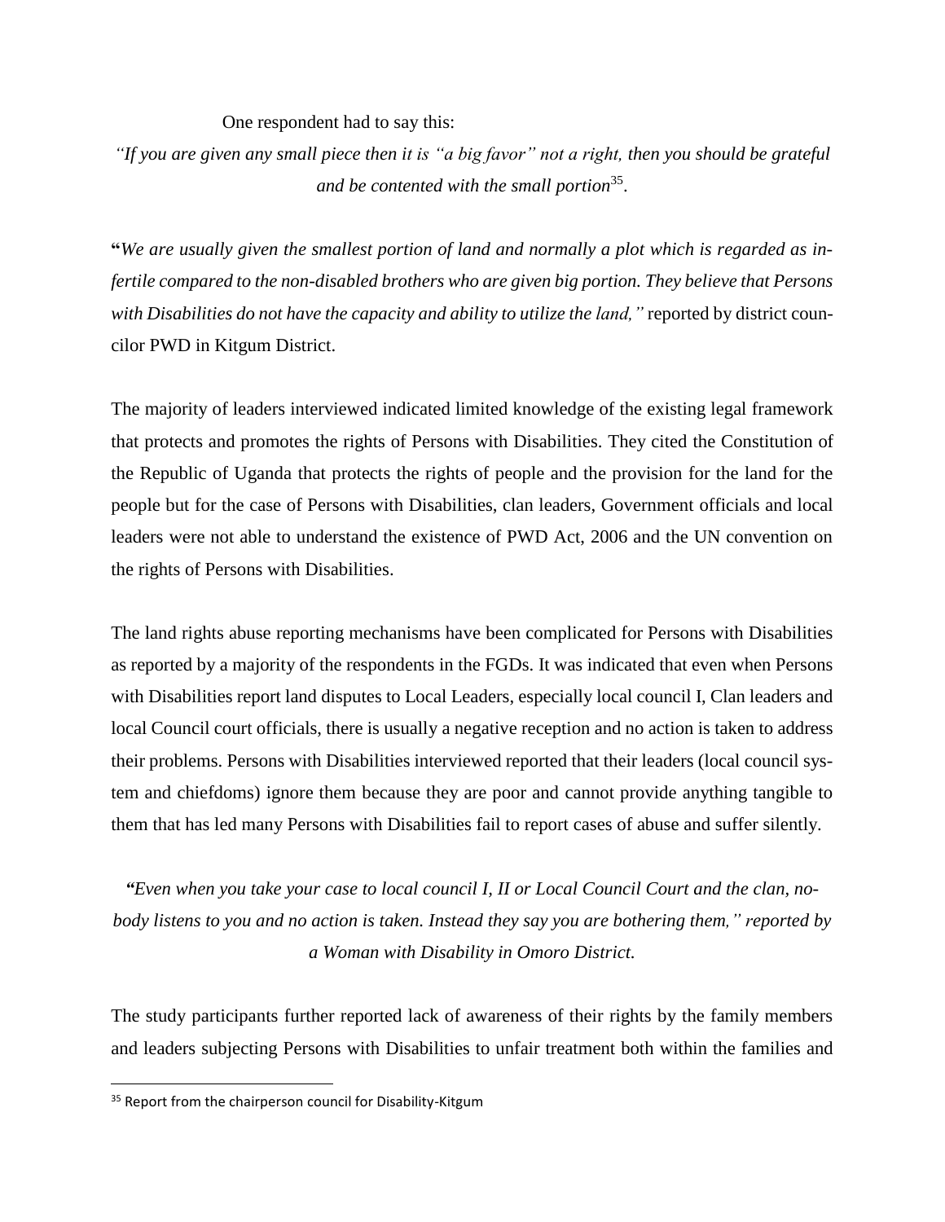One respondent had to say this:

*"If you are given any small piece then it is "a big favor" not a right, then you should be grateful and be contented with the small portion*[35].

"*We are usually given the smallest portion of land and normally a plot which is regarded as infertile compared to the non-disabled brothers who are given big portion. They believe that Persons with Disabilities do not have the capacity and ability to utilize the land,"* reported by district councilor PWD in Kitgum District.

The majority of leaders interviewed indicated limited knowledge of the existing legal framework that protects and promotes the rights of Persons with Disabilities. They cited the Constitution of the Republic of Uganda that protects the rights of people and the provision for the land for the people but for the case of Persons with Disabilities, clan leaders, Government officials and local leaders were not able to understand the existence of PWD Act, 2006 and the UN convention on the rights of Persons with Disabilities.

The land rights abuse reporting mechanisms have been complicated for Persons with Disabilities as reported by a majority of the respondents in the FGDs. It was indicated that even when Persons with Disabilities report land disputes to Local Leaders, especially local council I, Clan leaders and local Council court officials, there is usually a negative reception and no action is taken to address their problems. Persons with Disabilities interviewed reported that their leaders (local council system and chiefdoms) ignore them because they are poor and cannot provide anything tangible to them that has led many Persons with Disabilities fail to report cases of abuse and suffer silently.

*"Even when you take your case to local council I, II or Local Council Court and the clan, nobody listens to you and no action is taken. Instead they say you are bothering them," reported by a Woman with Disability in Omoro District.*

The study participants further reported lack of awareness of their rights by the family members and leaders subjecting Persons with Disabilities to unfair treatment both within the families and

[35] Report from the chairperson council for Disability-Kitgum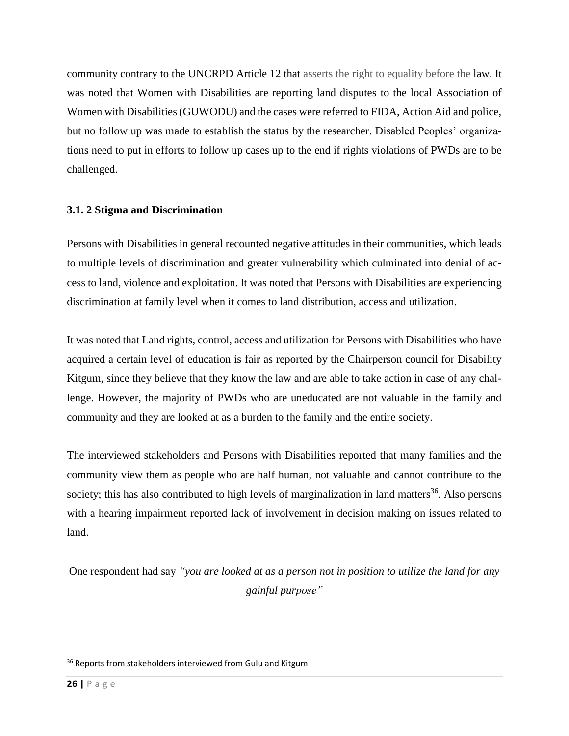community contrary to the UNCRPD Article 12 that asserts the right to equality before the law. It was noted that Women with Disabilities are reporting land disputes to the local Association of Women with Disabilities (GUWODU) and the cases were referred to FIDA, Action Aid and police, but no follow up was made to establish the status by the researcher. Disabled Peoples' organizations need to put in efforts to follow up cases up to the end if rights violations of PWDs are to be challenged.

### 3.1. 2 Stigma and Discrimination

Persons with Disabilities in general recounted negative attitudes in their communities, which leads to multiple levels of discrimination and greater vulnerability which culminated into denial of access to land, violence and exploitation. It was noted that Persons with Disabilities are experiencing discrimination at family level when it comes to land distribution, access and utilization.

It was noted that Land rights, control, access and utilization for Persons with Disabilities who have acquired a certain level of education is fair as reported by the Chairperson council for Disability Kitgum, since they believe that they know the law and are able to take action in case of any challenge. However, the majority of PWDs who are uneducated are not valuable in the family and community and they are looked at as a burden to the family and the entire society.

The interviewed stakeholders and Persons with Disabilities reported that many families and the community view them as people who are half human, not valuable and cannot contribute to the society; this has also contributed to high levels of marginalization in land matters[36]. Also persons with a hearing impairment reported lack of involvement in decision making on issues related to land.

One respondent had say *"you are looked at as a person not in position to utilize the land for any gainful purpose"*

[36] Reports from stakeholders interviewed from Gulu and Kitgum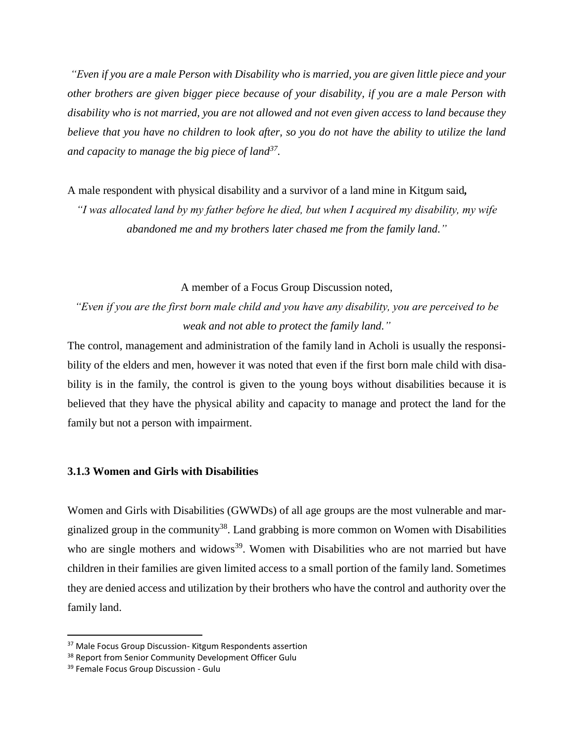*"Even if you are a male Person with Disability who is married, you are given little piece and your other brothers are given bigger piece because of your disability, if you are a male Person with disability who is not married, you are not allowed and not even given access to land because they believe that you have no children to look after, so you do not have the ability to utilize the land and capacity to manage the big piece of land*[37].

A male respondent with physical disability and a survivor of a land mine in Kitgum said**,**

*"I was allocated land by my father before he died, but when I acquired my disability, my wife abandoned me and my brothers later chased me from the family land."*

A member of a Focus Group Discussion noted,

*"Even if you are the first born male child and you have any disability, you are perceived to be weak and not able to protect the family land."*

The control, management and administration of the family land in Acholi is usually the responsibility of the elders and men, however it was noted that even if the first born male child with disability is in the family, the control is given to the young boys without disabilities because it is believed that they have the physical ability and capacity to manage and protect the land for the family but not a person with impairment.

### 3.1.3 Women and Girls with Disabilities

Women and Girls with Disabilities (GWWDs) of all age groups are the most vulnerable and marginalized group in the community[38]. Land grabbing is more common on Women with Disabilities who are single mothers and widows[39]. Women with Disabilities who are not married but have children in their families are given limited access to a small portion of the family land. Sometimes they are denied access and utilization by their brothers who have the control and authority over the family land.

[37] Male Focus Group Discussion- Kitgum Respondents assertion

[38] Report from Senior Community Development Officer Gulu

[39] Female Focus Group Discussion - Gulu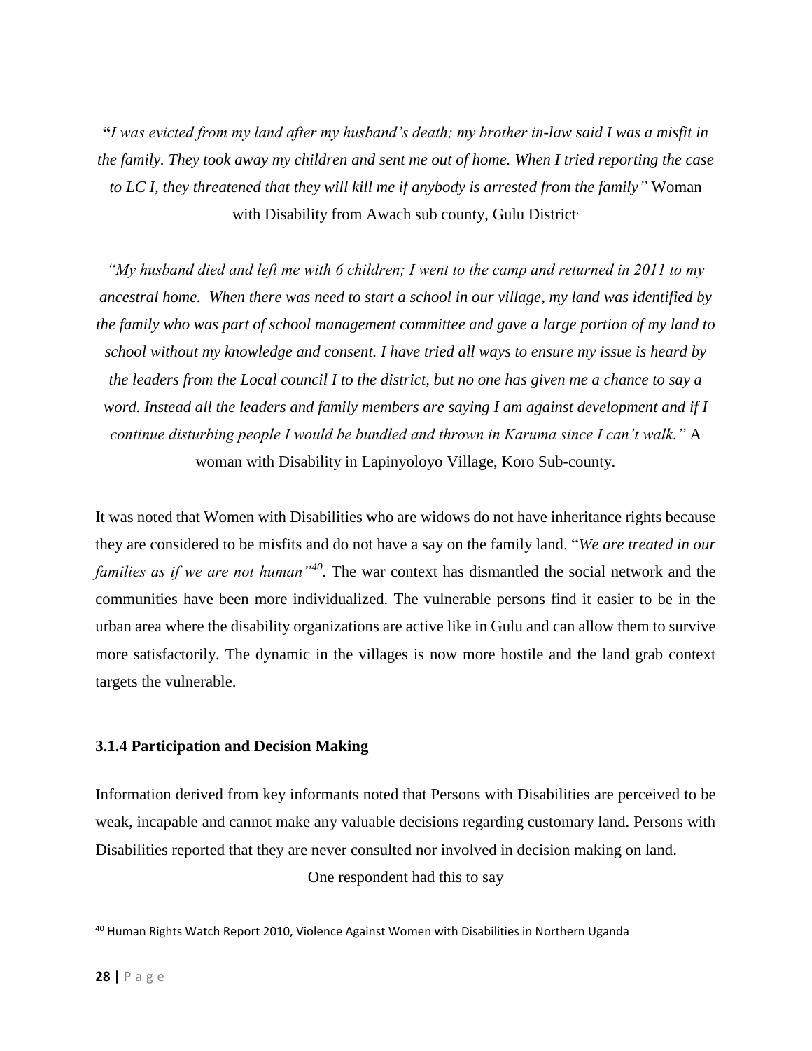"*I was evicted from my land after my husband's death; my brother in-law said I was a misfit in the family. They took away my children and sent me out of home. When I tried reporting the case to LC I, they threatened that they will kill me if anybody is arrested from the family"* Woman with Disability from Awach sub county, Gulu District.

*"My husband died and left me with 6 children; I went to the camp and returned in 2011 to my ancestral home. When there was need to start a school in our village, my land was identified by the family who was part of school management committee and gave a large portion of my land to school without my knowledge and consent. I have tried all ways to ensure my issue is heard by the leaders from the Local council I to the district, but no one has given me a chance to say a word. Instead all the leaders and family members are saying I am against development and if I continue disturbing people I would be bundled and thrown in Karuma since I can't walk."* A woman with Disability in Lapinyoloyo Village, Koro Sub-county.

It was noted that Women with Disabilities who are widows do not have inheritance rights because they are considered to be misfits and do not have a say on the family land. "*We are treated in our families as if we are not human"*[40]. The war context has dismantled the social network and the communities have been more individualized. The vulnerable persons find it easier to be in the urban area where the disability organizations are active like in Gulu and can allow them to survive more satisfactorily. The dynamic in the villages is now more hostile and the land grab context targets the vulnerable.

### 3.1.4 Participation and Decision Making

Information derived from key informants noted that Persons with Disabilities are perceived to be weak, incapable and cannot make any valuable decisions regarding customary land. Persons with Disabilities reported that they are never consulted nor involved in decision making on land.

One respondent had this to say

---

[40] Human Rights Watch Report 2010, Violence Against Women with Disabilities in Northern Uganda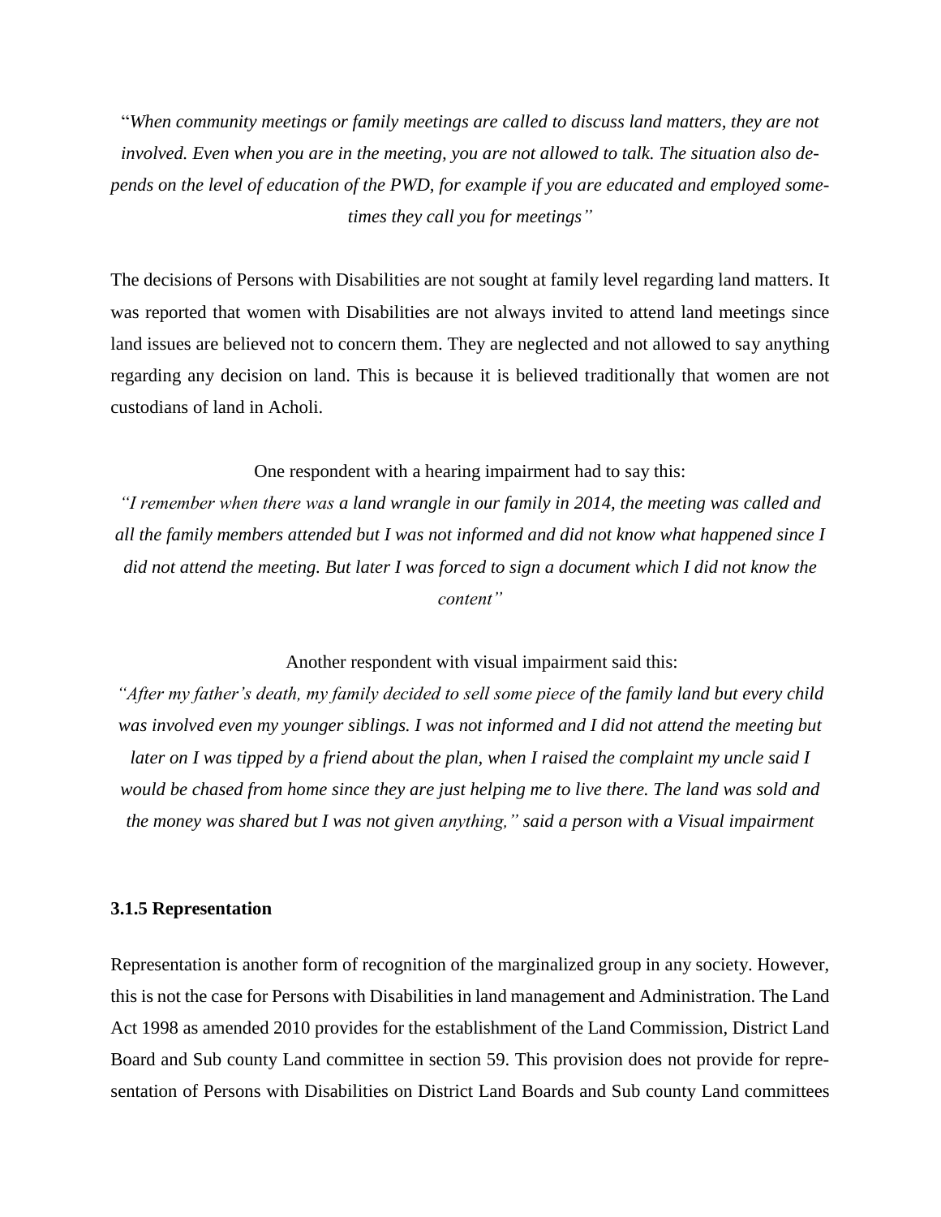"*When community meetings or family meetings are called to discuss land matters, they are not involved. Even when you are in the meeting, you are not allowed to talk. The situation also depends on the level of education of the PWD, for example if you are educated and employed sometimes they call you for meetings"*

The decisions of Persons with Disabilities are not sought at family level regarding land matters. It was reported that women with Disabilities are not always invited to attend land meetings since land issues are believed not to concern them. They are neglected and not allowed to say anything regarding any decision on land. This is because it is believed traditionally that women are not custodians of land in Acholi.

One respondent with a hearing impairment had to say this:

*"I remember when there was a land wrangle in our family in 2014, the meeting was called and all the family members attended but I was not informed and did not know what happened since I did not attend the meeting. But later I was forced to sign a document which I did not know the content"*

Another respondent with visual impairment said this:

*"After my father's death, my family decided to sell some piece of the family land but every child was involved even my younger siblings. I was not informed and I did not attend the meeting but later on I was tipped by a friend about the plan, when I raised the complaint my uncle said I would be chased from home since they are just helping me to live there. The land was sold and the money was shared but I was not given anything," said a person with a Visual impairment*

### 3.1.5 Representation

Representation is another form of recognition of the marginalized group in any society. However, this is not the case for Persons with Disabilities in land management and Administration. The Land Act 1998 as amended 2010 provides for the establishment of the Land Commission, District Land Board and Sub county Land committee in section 59. This provision does not provide for representation of Persons with Disabilities on District Land Boards and Sub county Land committees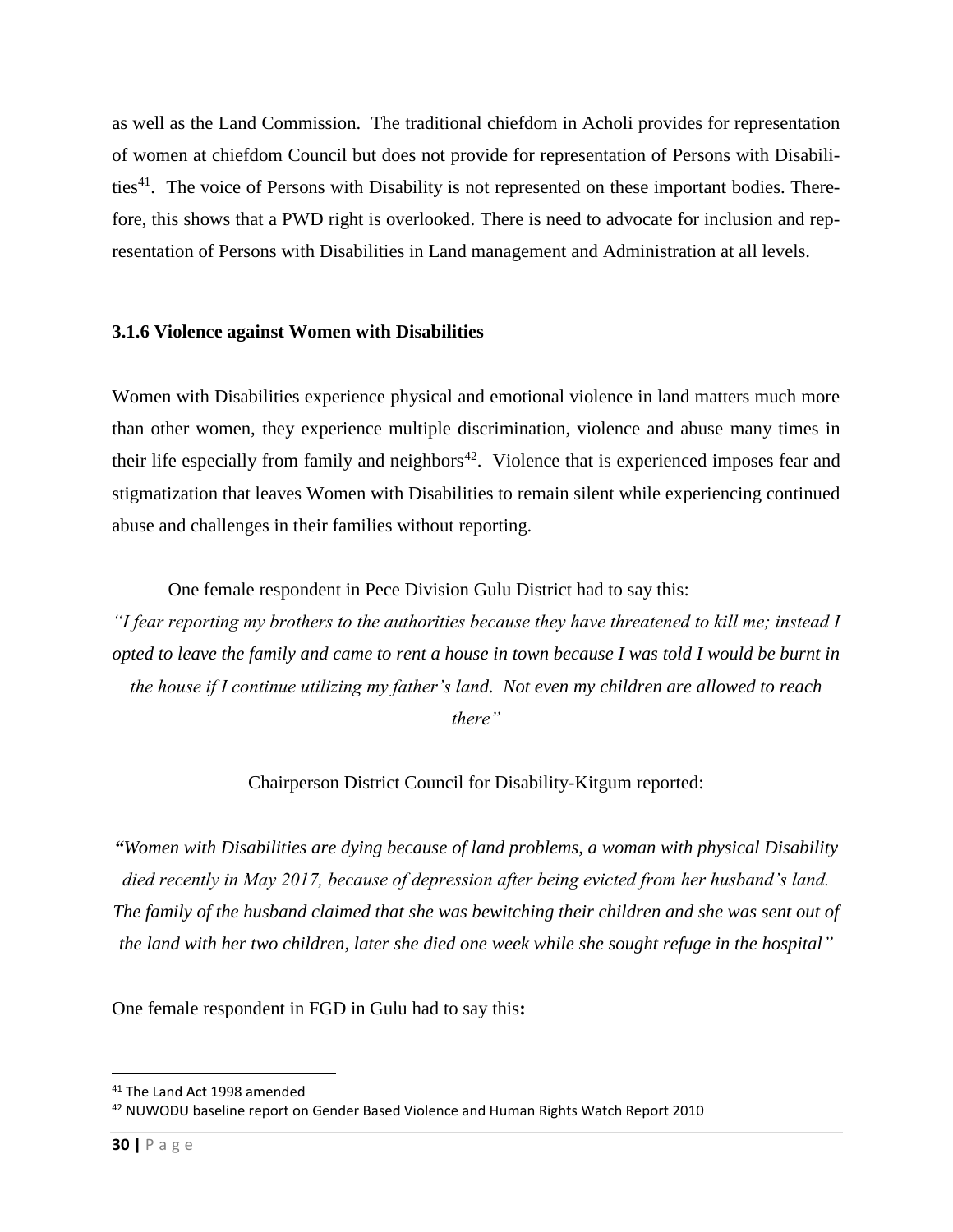as well as the Land Commission. The traditional chiefdom in Acholi provides for representation of women at chiefdom Council but does not provide for representation of Persons with Disabilities[41]. The voice of Persons with Disability is not represented on these important bodies. Therefore, this shows that a PWD right is overlooked. There is need to advocate for inclusion and representation of Persons with Disabilities in Land management and Administration at all levels.

### 3.1.6 Violence against Women with Disabilities

Women with Disabilities experience physical and emotional violence in land matters much more than other women, they experience multiple discrimination, violence and abuse many times in their life especially from family and neighbors[42]. Violence that is experienced imposes fear and stigmatization that leaves Women with Disabilities to remain silent while experiencing continued abuse and challenges in their families without reporting.

One female respondent in Pece Division Gulu District had to say this:

*"I fear reporting my brothers to the authorities because they have threatened to kill me; instead I opted to leave the family and came to rent a house in town because I was told I would be burnt in the house if I continue utilizing my father's land. Not even my children are allowed to reach there"*

Chairperson District Council for Disability-Kitgum reported:

***"****Women with Disabilities are dying because of land problems, a woman with physical Disability died recently in May 2017, because of depression after being evicted from her husband's land. The family of the husband claimed that she was bewitching their children and she was sent out of the land with her two children, later she died one week while she sought refuge in the hospital"*

One female respondent in FGD in Gulu had to say this**:**

---

[41] The Land Act 1998 amended

[42] NUWODU baseline report on Gender Based Violence and Human Rights Watch Report 2010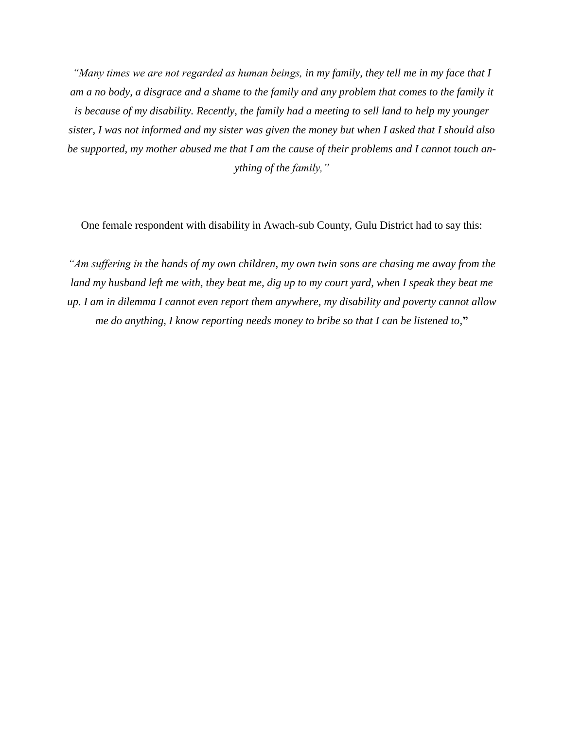*"Many times we are not regarded as human beings, in my family, they tell me in my face that I am a no body, a disgrace and a shame to the family and any problem that comes to the family it is because of my disability. Recently, the family had a meeting to sell land to help my younger sister, I was not informed and my sister was given the money but when I asked that I should also be supported, my mother abused me that I am the cause of their problems and I cannot touch anything of the family,"*

One female respondent with disability in Awach-sub County, Gulu District had to say this:

*"Am suffering in the hands of my own children, my own twin sons are chasing me away from the land my husband left me with, they beat me, dig up to my court yard, when I speak they beat me up. I am in dilemma I cannot even report them anywhere, my disability and poverty cannot allow me do anything, I know reporting needs money to bribe so that I can be listened to,"*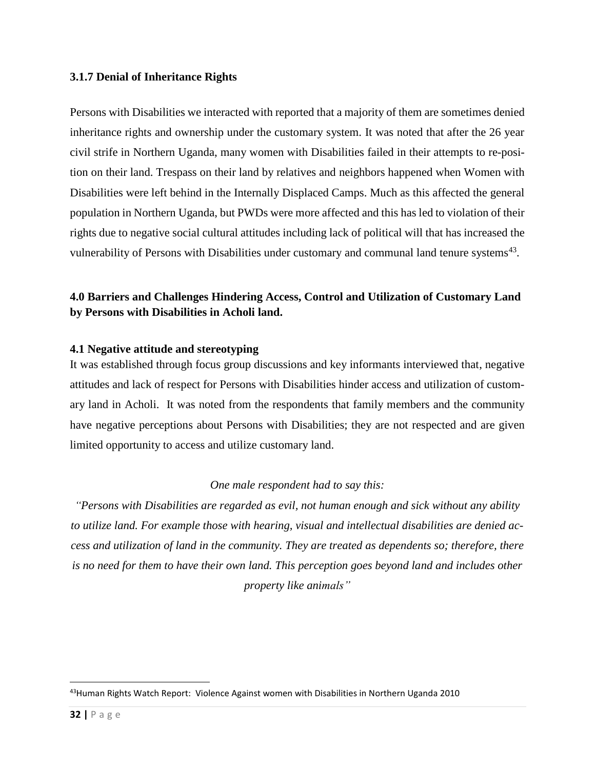### 3.1.7 Denial of Inheritance Rights

Persons with Disabilities we interacted with reported that a majority of them are sometimes denied inheritance rights and ownership under the customary system. It was noted that after the 26 year civil strife in Northern Uganda, many women with Disabilities failed in their attempts to re-position on their land. Trespass on their land by relatives and neighbors happened when Women with Disabilities were left behind in the Internally Displaced Camps. Much as this affected the general population in Northern Uganda, but PWDs were more affected and this has led to violation of their rights due to negative social cultural attitudes including lack of political will that has increased the vulnerability of Persons with Disabilities under customary and communal land tenure systems[43].

## 4.0 Barriers and Challenges Hindering Access, Control and Utilization of Customary Land by Persons with Disabilities in Acholi land.

### 4.1 Negative attitude and stereotyping

It was established through focus group discussions and key informants interviewed that, negative attitudes and lack of respect for Persons with Disabilities hinder access and utilization of customary land in Acholi. It was noted from the respondents that family members and the community have negative perceptions about Persons with Disabilities; they are not respected and are given limited opportunity to access and utilize customary land.

*One male respondent had to say this:*

*"Persons with Disabilities are regarded as evil, not human enough and sick without any ability to utilize land. For example those with hearing, visual and intellectual disabilities are denied access and utilization of land in the community. They are treated as dependents so; therefore, there is no need for them to have their own land. This perception goes beyond land and includes other property like animals"*

---

[43] Human Rights Watch Report: Violence Against women with Disabilities in Northern Uganda 2010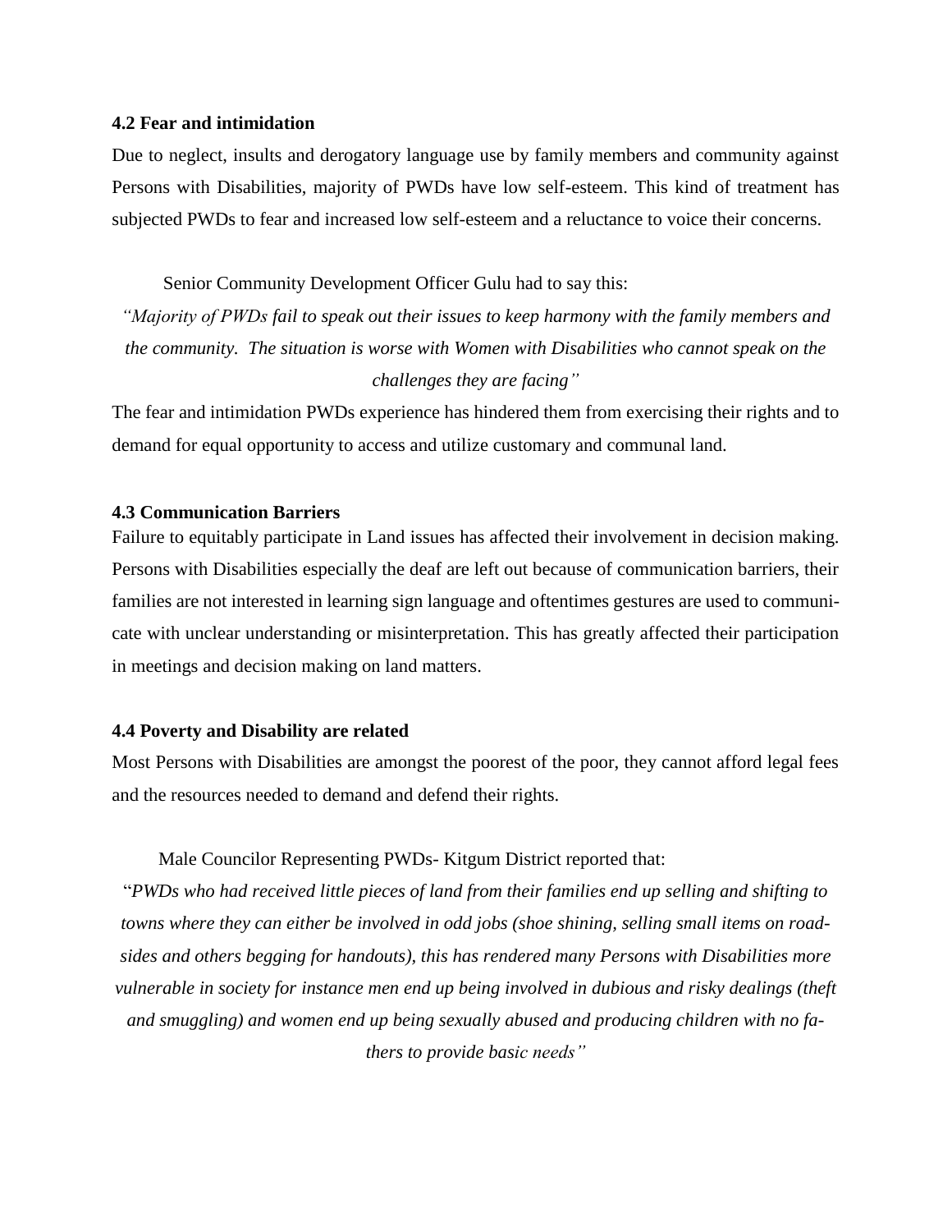### 4.2 Fear and intimidation

Due to neglect, insults and derogatory language use by family members and community against Persons with Disabilities, majority of PWDs have low self-esteem. This kind of treatment has subjected PWDs to fear and increased low self-esteem and a reluctance to voice their concerns.

Senior Community Development Officer Gulu had to say this:

*"Majority of PWDs fail to speak out their issues to keep harmony with the family members and the community. The situation is worse with Women with Disabilities who cannot speak on the challenges they are facing"*

The fear and intimidation PWDs experience has hindered them from exercising their rights and to demand for equal opportunity to access and utilize customary and communal land.

### 4.3 Communication Barriers

Failure to equitably participate in Land issues has affected their involvement in decision making. Persons with Disabilities especially the deaf are left out because of communication barriers, their families are not interested in learning sign language and oftentimes gestures are used to communicate with unclear understanding or misinterpretation. This has greatly affected their participation in meetings and decision making on land matters.

### 4.4 Poverty and Disability are related

Most Persons with Disabilities are amongst the poorest of the poor, they cannot afford legal fees and the resources needed to demand and defend their rights.

Male Councilor Representing PWDs- Kitgum District reported that:

"*PWDs who had received little pieces of land from their families end up selling and shifting to towns where they can either be involved in odd jobs (shoe shining, selling small items on roadsides and others begging for handouts), this has rendered many Persons with Disabilities more vulnerable in society for instance men end up being involved in dubious and risky dealings (theft and smuggling) and women end up being sexually abused and producing children with no fathers to provide basic needs"*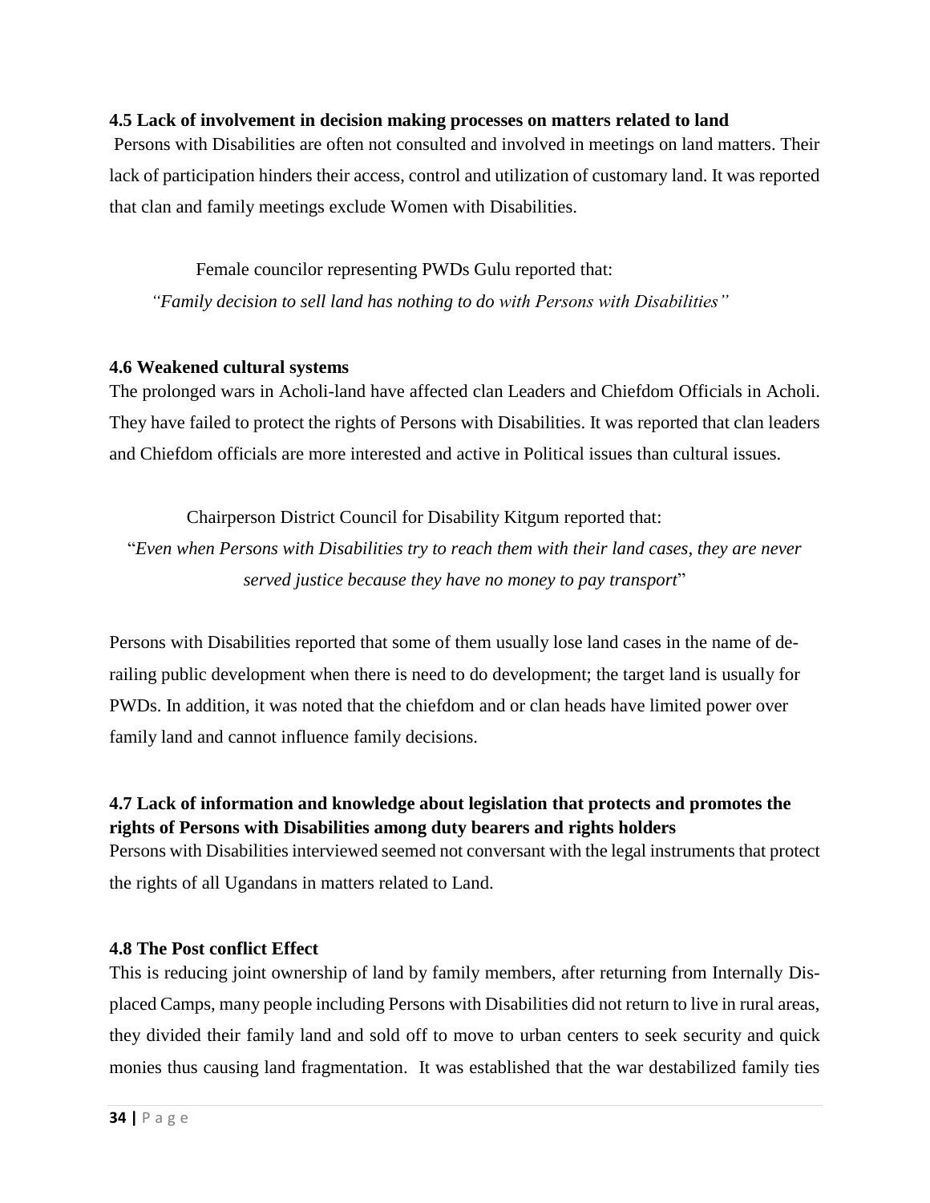### 4.5 Lack of involvement in decision making processes on matters related to land

Persons with Disabilities are often not consulted and involved in meetings on land matters. Their lack of participation hinders their access, control and utilization of customary land. It was reported that clan and family meetings exclude Women with Disabilities.

Female councilor representing PWDs Gulu reported that:

*"Family decision to sell land has nothing to do with Persons with Disabilities"*

### 4.6 Weakened cultural systems

The prolonged wars in Acholi-land have affected clan Leaders and Chiefdom Officials in Acholi. They have failed to protect the rights of Persons with Disabilities. It was reported that clan leaders and Chiefdom officials are more interested and active in Political issues than cultural issues.

Chairperson District Council for Disability Kitgum reported that:

"*Even when Persons with Disabilities try to reach them with their land cases, they are never served justice because they have no money to pay transport*"

Persons with Disabilities reported that some of them usually lose land cases in the name of de-railing public development when there is need to do development; the target land is usually for PWDs. In addition, it was noted that the chiefdom and or clan heads have limited power over family land and cannot influence family decisions.

### 4.7 Lack of information and knowledge about legislation that protects and promotes the rights of Persons with Disabilities among duty bearers and rights holders

Persons with Disabilities interviewed seemed not conversant with the legal instruments that protect the rights of all Ugandans in matters related to Land.

### 4.8 The Post conflict Effect

This is reducing joint ownership of land by family members, after returning from Internally Displaced Camps, many people including Persons with Disabilities did not return to live in rural areas, they divided their family land and sold off to move to urban centers to seek security and quick monies thus causing land fragmentation. It was established that the war destabilized family ties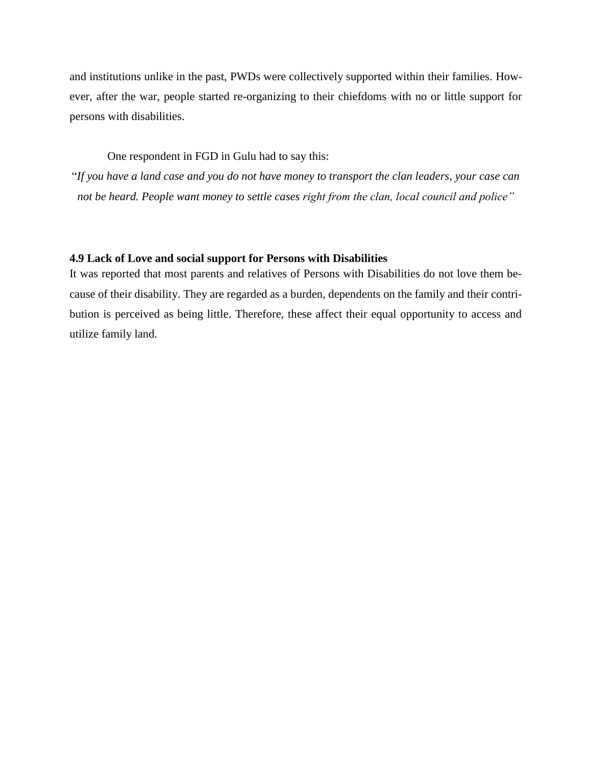and institutions unlike in the past, PWDs were collectively supported within their families. However, after the war, people started re-organizing to their chiefdoms with no or little support for persons with disabilities.

One respondent in FGD in Gulu had to say this:

"*If you have a land case and you do not have money to transport the clan leaders, your case can not be heard. People want money to settle cases right from the clan, local council and police*"

**4.9 Lack of Love and social support for Persons with Disabilities**

It was reported that most parents and relatives of Persons with Disabilities do not love them because of their disability. They are regarded as a burden, dependents on the family and their contribution is perceived as being little. Therefore, these affect their equal opportunity to access and utilize family land.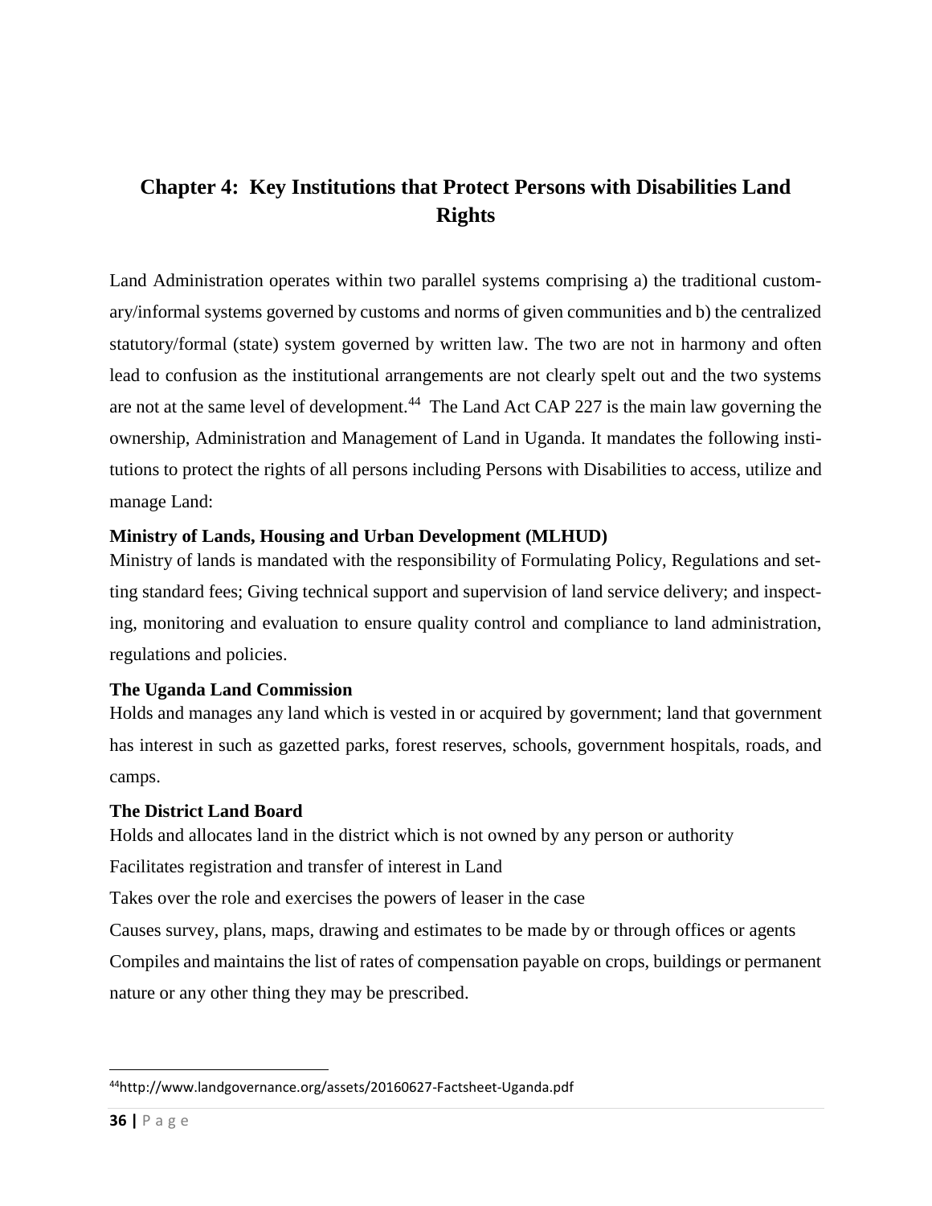## Chapter 4: Key Institutions that Protect Persons with Disabilities Land Rights

Land Administration operates within two parallel systems comprising a) the traditional customary/informal systems governed by customs and norms of given communities and b) the centralized statutory/formal (state) system governed by written law. The two are not in harmony and often lead to confusion as the institutional arrangements are not clearly spelt out and the two systems are not at the same level of development.[44] The Land Act CAP 227 is the main law governing the ownership, Administration and Management of Land in Uganda. It mandates the following institutions to protect the rights of all persons including Persons with Disabilities to access, utilize and manage Land:

**Ministry of Lands, Housing and Urban Development (MLHUD)**

Ministry of lands is mandated with the responsibility of Formulating Policy, Regulations and setting standard fees; Giving technical support and supervision of land service delivery; and inspecting, monitoring and evaluation to ensure quality control and compliance to land administration, regulations and policies.

**The Uganda Land Commission**

Holds and manages any land which is vested in or acquired by government; land that government has interest in such as gazetted parks, forest reserves, schools, government hospitals, roads, and camps.

**The District Land Board**

Holds and allocates land in the district which is not owned by any person or authority

Facilitates registration and transfer of interest in Land

Takes over the role and exercises the powers of leaser in the case

Causes survey, plans, maps, drawing and estimates to be made by or through offices or agents

Compiles and maintains the list of rates of compensation payable on crops, buildings or permanent nature or any other thing they may be prescribed.

---

[44] http://www.landgovernance.org/assets/20160627-Factsheet-Uganda.pdf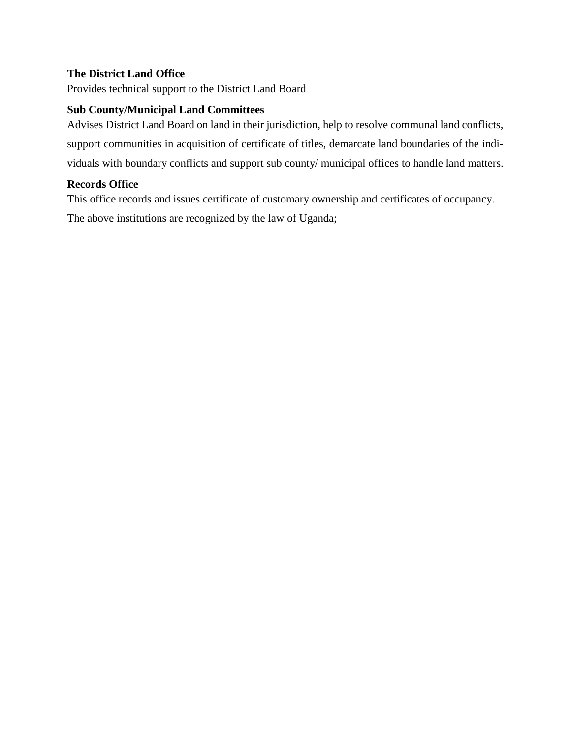**The District Land Office**

Provides technical support to the District Land Board

**Sub County/Municipal Land Committees**

Advises District Land Board on land in their jurisdiction, help to resolve communal land conflicts, support communities in acquisition of certificate of titles, demarcate land boundaries of the individuals with boundary conflicts and support sub county/ municipal offices to handle land matters.

**Records Office**

This office records and issues certificate of customary ownership and certificates of occupancy.

The above institutions are recognized by the law of Uganda;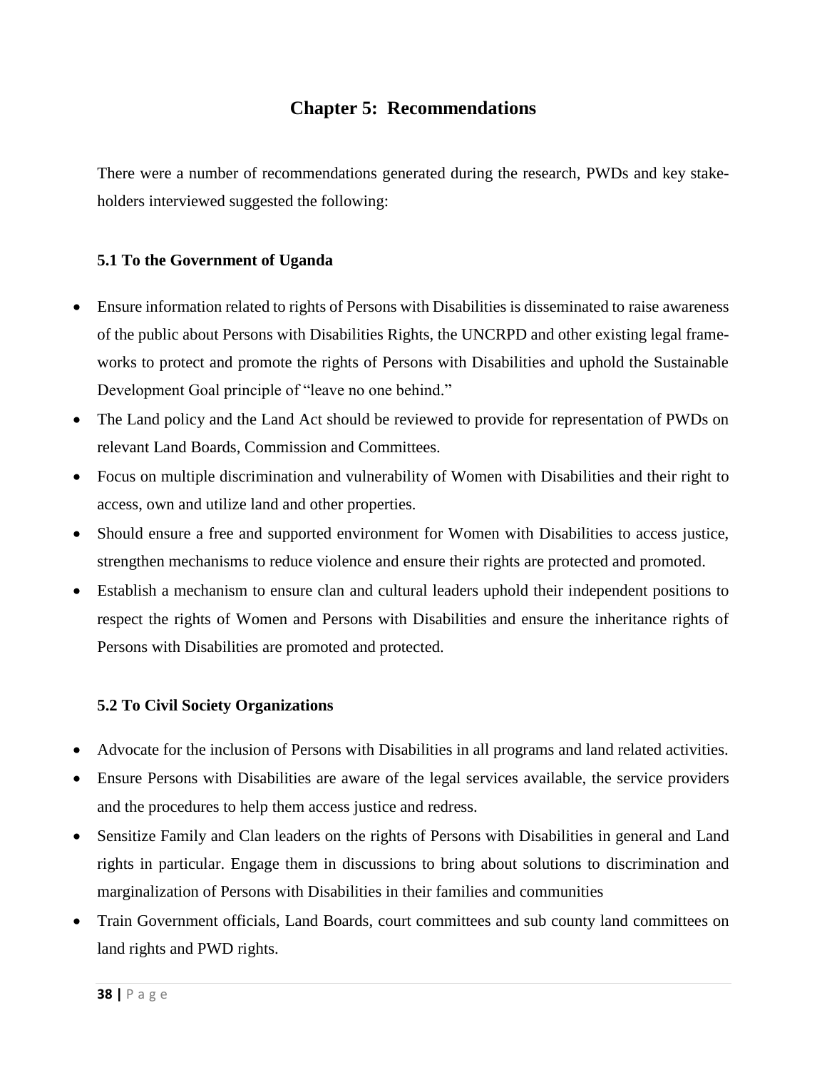# Chapter 5: Recommendations

There were a number of recommendations generated during the research, PWDs and key stake-holders interviewed suggested the following:

### 5.1 To the Government of Uganda

- Ensure information related to rights of Persons with Disabilities is disseminated to raise awareness of the public about Persons with Disabilities Rights, the UNCRPD and other existing legal frameworks to protect and promote the rights of Persons with Disabilities and uphold the Sustainable Development Goal principle of "leave no one behind."
- The Land policy and the Land Act should be reviewed to provide for representation of PWDs on relevant Land Boards, Commission and Committees.
- Focus on multiple discrimination and vulnerability of Women with Disabilities and their right to access, own and utilize land and other properties.
- Should ensure a free and supported environment for Women with Disabilities to access justice, strengthen mechanisms to reduce violence and ensure their rights are protected and promoted.
- Establish a mechanism to ensure clan and cultural leaders uphold their independent positions to respect the rights of Women and Persons with Disabilities and ensure the inheritance rights of Persons with Disabilities are promoted and protected.

### 5.2 To Civil Society Organizations

- Advocate for the inclusion of Persons with Disabilities in all programs and land related activities.
- Ensure Persons with Disabilities are aware of the legal services available, the service providers and the procedures to help them access justice and redress.
- Sensitize Family and Clan leaders on the rights of Persons with Disabilities in general and Land rights in particular. Engage them in discussions to bring about solutions to discrimination and marginalization of Persons with Disabilities in their families and communities
- Train Government officials, Land Boards, court committees and sub county land committees on land rights and PWD rights.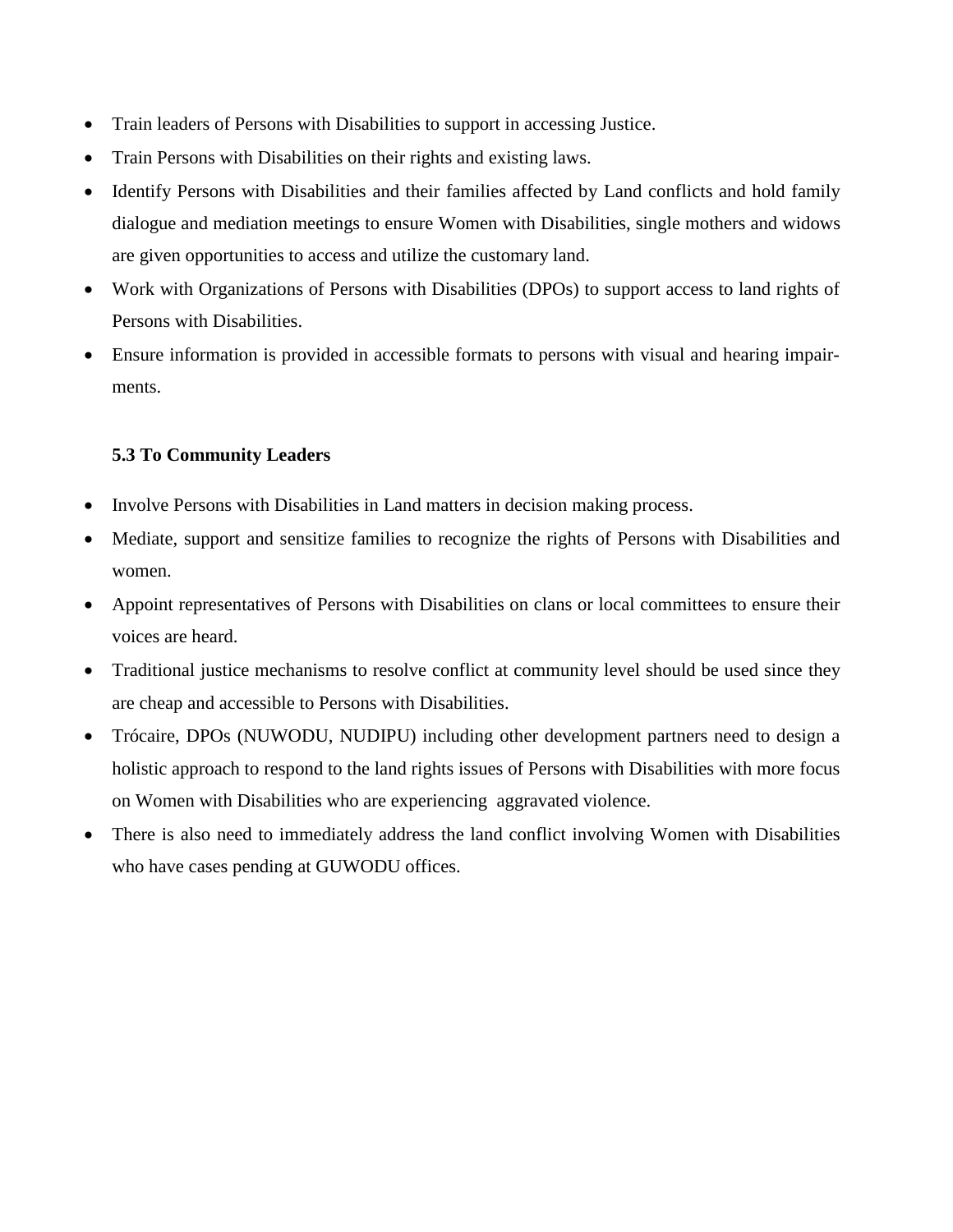- Train leaders of Persons with Disabilities to support in accessing Justice.
- Train Persons with Disabilities on their rights and existing laws.
- Identify Persons with Disabilities and their families affected by Land conflicts and hold family dialogue and mediation meetings to ensure Women with Disabilities, single mothers and widows are given opportunities to access and utilize the customary land.
- Work with Organizations of Persons with Disabilities (DPOs) to support access to land rights of Persons with Disabilities.
- Ensure information is provided in accessible formats to persons with visual and hearing impairments.

### 5.3 To Community Leaders

- Involve Persons with Disabilities in Land matters in decision making process.
- Mediate, support and sensitize families to recognize the rights of Persons with Disabilities and women.
- Appoint representatives of Persons with Disabilities on clans or local committees to ensure their voices are heard.
- Traditional justice mechanisms to resolve conflict at community level should be used since they are cheap and accessible to Persons with Disabilities.
- Trócaire, DPOs (NUWODU, NUDIPU) including other development partners need to design a holistic approach to respond to the land rights issues of Persons with Disabilities with more focus on Women with Disabilities who are experiencing aggravated violence.
- There is also need to immediately address the land conflict involving Women with Disabilities who have cases pending at GUWODU offices.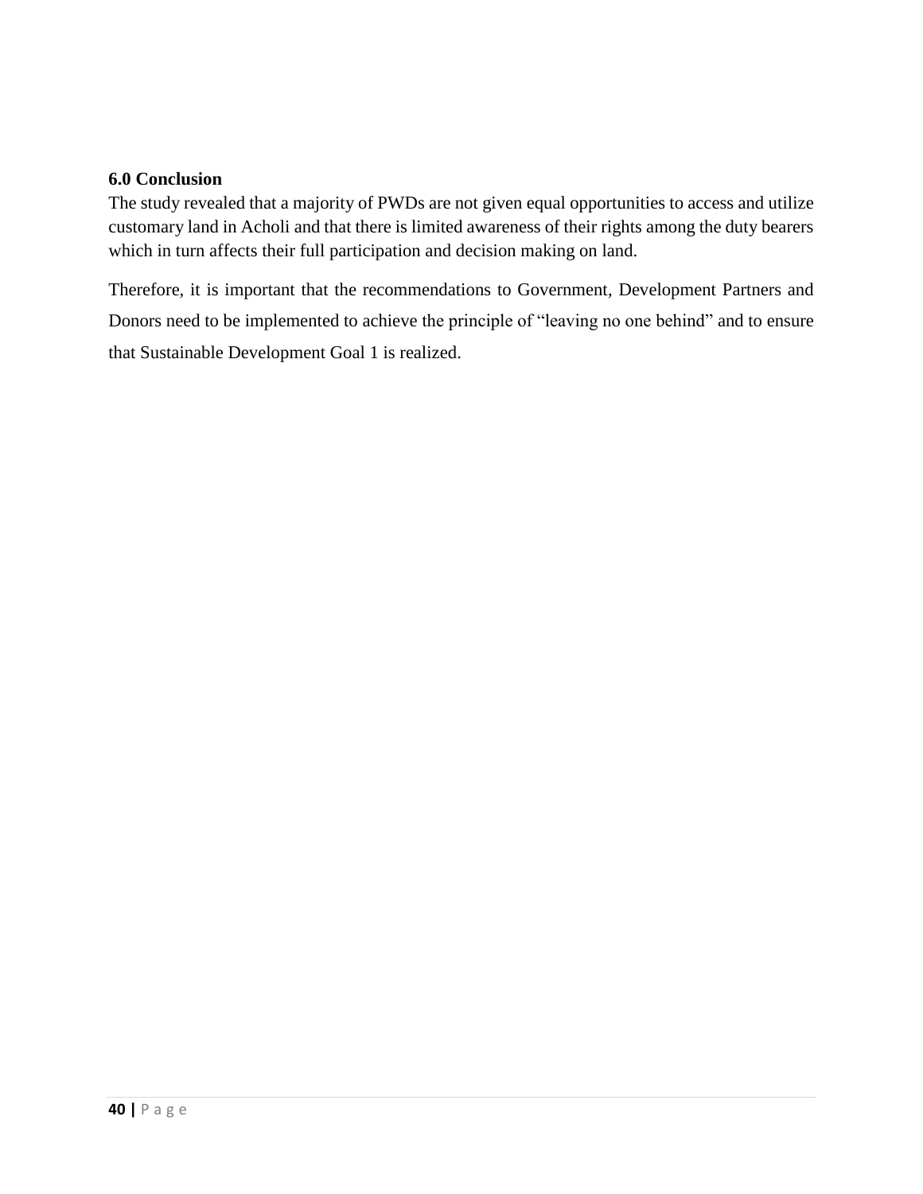## 6.0 Conclusion

The study revealed that a majority of PWDs are not given equal opportunities to access and utilize customary land in Acholi and that there is limited awareness of their rights among the duty bearers which in turn affects their full participation and decision making on land.

Therefore, it is important that the recommendations to Government, Development Partners and Donors need to be implemented to achieve the principle of "leaving no one behind" and to ensure that Sustainable Development Goal 1 is realized.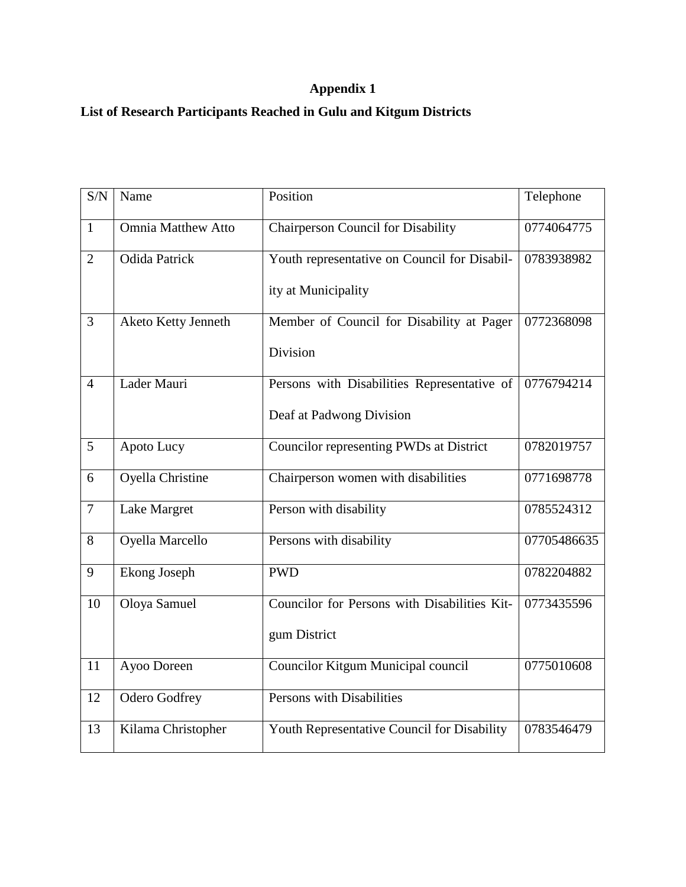**Appendix 1**

**List of Research Participants Reached in Gulu and Kitgum Districts**

| S/N | Name | Position | Telephone |
|---|---|---|---|
| 1 | Omnia Matthew Atto | Chairperson Council for Disability | 0774064775 |
| 2 | Odida Patrick | Youth representative on Council for Disability at Municipality | 0783938982 |
| 3 | Aketo Ketty Jenneth | Member of Council for Disability at Pager Division | 0772368098 |
| 4 | Lader Mauri | Persons with Disabilities Representative of Deaf at Padwong Division | 0776794214 |
| 5 | Apoto Lucy | Councilor representing PWDs at District | 0782019757 |
| 6 | Oyella Christine | Chairperson women with disabilities | 0771698778 |
| 7 | Lake Margret | Person with disability | 0785524312 |
| 8 | Oyella Marcello | Persons with disability | 07705486635 |
| 9 | Ekong Joseph | PWD | 0782204882 |
| 10 | Oloya Samuel | Councilor for Persons with Disabilities Kitgum District | 0773435596 |
| 11 | Ayoo Doreen | Councilor Kitgum Municipal council | 0775010608 |
| 12 | Odero Godfrey | Persons with Disabilities | |
| 13 | Kilama Christopher | Youth Representative Council for Disability | 0783546479 |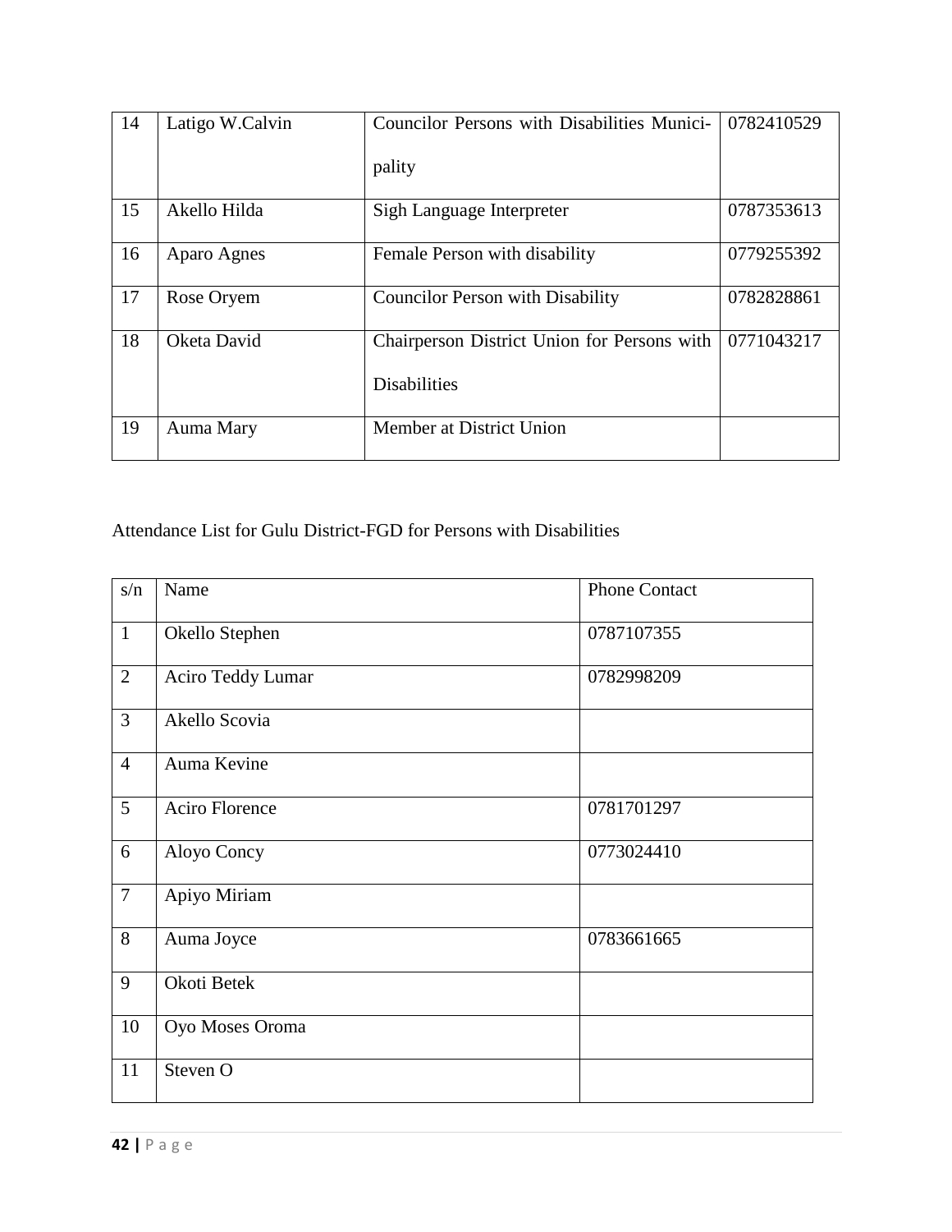| 14 | Latigo W.Calvin | Councilor Persons with Disabilities Municipality | 0782410529 |
|---|---|---|---|
| 15 | Akello Hilda | Sigh Language Interpreter | 0787353613 |
| 16 | Aparo Agnes | Female Person with disability | 0779255392 |
| 17 | Rose Oryem | Councilor Person with Disability | 0782828861 |
| 18 | Oketa David | Chairperson District Union for Persons with Disabilities | 0771043217 |
| 19 | Auma Mary | Member at District Union | |

Attendance List for Gulu District-FGD for Persons with Disabilities

| s/n | Name | Phone Contact |
|---|---|---|
| 1 | Okello Stephen | 0787107355 |
| 2 | Aciro Teddy Lumar | 0782998209 |
| 3 | Akello Scovia | |
| 4 | Auma Kevine | |
| 5 | Aciro Florence | 0781701297 |
| 6 | Aloyo Concy | 0773024410 |
| 7 | Apiyo Miriam | |
| 8 | Auma Joyce | 0783661665 |
| 9 | Okoti Betek | |
| 10 | Oyo Moses Oroma | |
| 11 | Steven O | |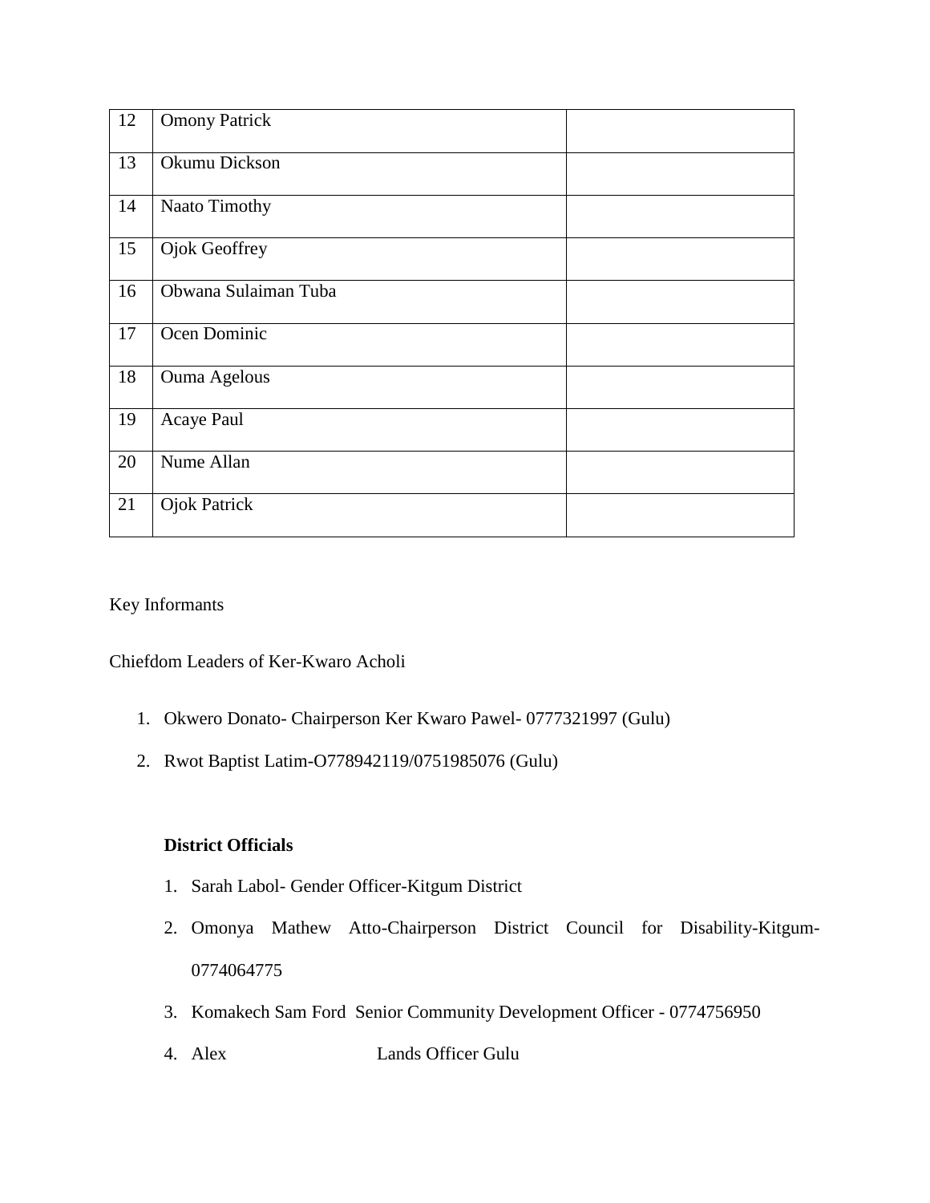| | | |
|---|---|---|
| 12 | Omony Patrick | |
| 13 | Okumu Dickson | |
| 14 | Naato Timothy | |
| 15 | Ojok Geoffrey | |
| 16 | Obwana Sulaiman Tuba | |
| 17 | Ocen Dominic | |
| 18 | Ouma Agelous | |
| 19 | Acaye Paul | |
| 20 | Nume Allan | |
| 21 | Ojok Patrick | |

Key Informants

Chiefdom Leaders of Ker-Kwaro Acholi

1. Okwero Donato- Chairperson Ker Kwaro Pawel- 0777321997 (Gulu)
2. Rwot Baptist Latim-O778942119/0751985076 (Gulu)

**District Officials**

1. Sarah Labol- Gender Officer-Kitgum District
2. Omonya Mathew Atto-Chairperson District Council for Disability-Kitgum-0774064775
3. Komakech Sam Ford Senior Community Development Officer - 0774756950
4. Alex Lands Officer Gulu